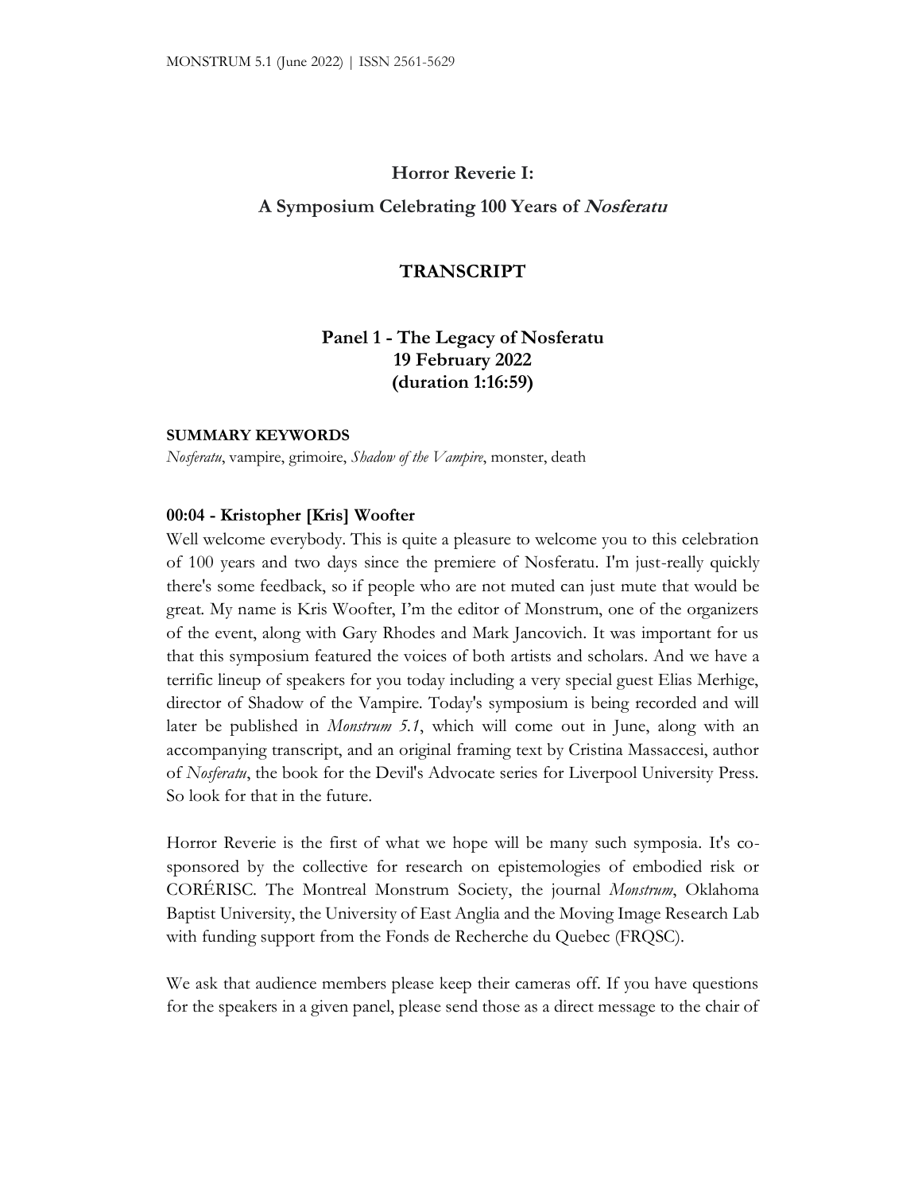# Horror Reverie I:

## A Symposium Celebrating 100 Years of *Nosferatu*

## TRANSCRIPT

### Panel 1 - The Legacy of Nosferatu
### 19 February 2022
### (duration 1:16:59)

**SUMMARY KEYWORDS**

*Nosferatu*, vampire, grimoire, *Shadow of the Vampire*, monster, death

**00:04 - Kristopher [Kris] Woofter**

Well welcome everybody. This is quite a pleasure to welcome you to this celebration of 100 years and two days since the premiere of Nosferatu. I'm just-really quickly there's some feedback, so if people who are not muted can just mute that would be great. My name is Kris Woofter, I'm the editor of Monstrum, one of the organizers of the event, along with Gary Rhodes and Mark Jancovich. It was important for us that this symposium featured the voices of both artists and scholars. And we have a terrific lineup of speakers for you today including a very special guest Elias Merhige, director of Shadow of the Vampire. Today's symposium is being recorded and will later be published in *Monstrum 5.1*, which will come out in June, along with an accompanying transcript, and an original framing text by Cristina Massaccesi, author of *Nosferatu*, the book for the Devil's Advocate series for Liverpool University Press. So look for that in the future.

Horror Reverie is the first of what we hope will be many such symposia. It's co-sponsored by the collective for research on epistemologies of embodied risk or CORÉRISC. The Montreal Monstrum Society, the journal *Monstrum*, Oklahoma Baptist University, the University of East Anglia and the Moving Image Research Lab with funding support from the Fonds de Recherche du Quebec (FRQSC).

We ask that audience members please keep their cameras off. If you have questions for the speakers in a given panel, please send those as a direct message to the chair of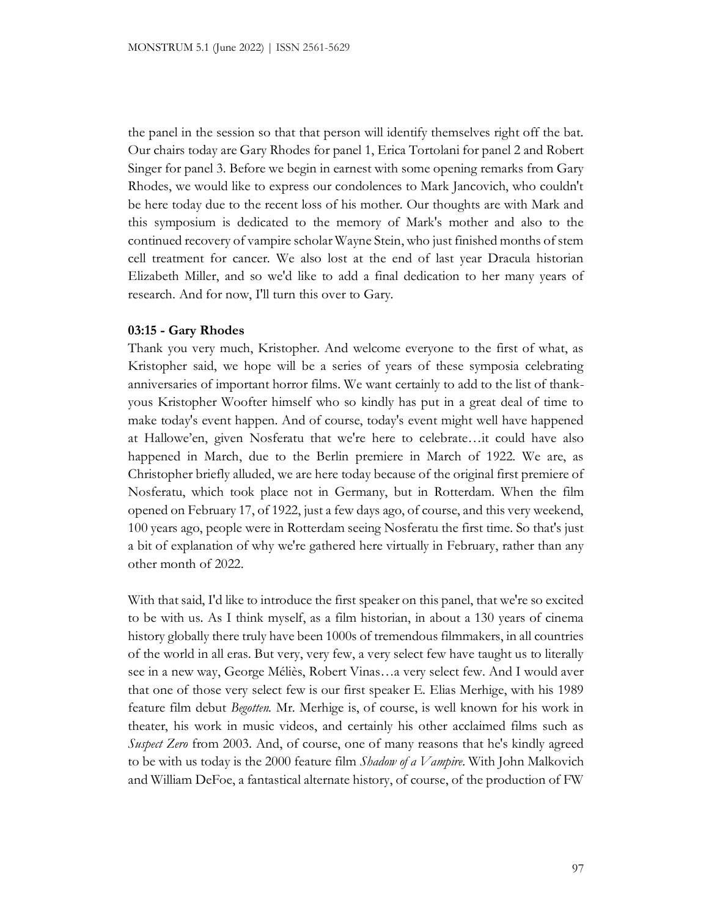the panel in the session so that that person will identify themselves right off the bat. Our chairs today are Gary Rhodes for panel 1, Erica Tortolani for panel 2 and Robert Singer for panel 3. Before we begin in earnest with some opening remarks from Gary Rhodes, we would like to express our condolences to Mark Jancovich, who couldn't be here today due to the recent loss of his mother. Our thoughts are with Mark and this symposium is dedicated to the memory of Mark's mother and also to the continued recovery of vampire scholar Wayne Stein, who just finished months of stem cell treatment for cancer. We also lost at the end of last year Dracula historian Elizabeth Miller, and so we'd like to add a final dedication to her many years of research. And for now, I'll turn this over to Gary.

**03:15 - Gary Rhodes**

Thank you very much, Kristopher. And welcome everyone to the first of what, as Kristopher said, we hope will be a series of years of these symposia celebrating anniversaries of important horror films. We want certainly to add to the list of thank-yous Kristopher Woofter himself who so kindly has put in a great deal of time to make today's event happen. And of course, today's event might well have happened at Hallowe'en, given Nosferatu that we're here to celebrate…it could have also happened in March, due to the Berlin premiere in March of 1922. We are, as Christopher briefly alluded, we are here today because of the original first premiere of Nosferatu, which took place not in Germany, but in Rotterdam. When the film opened on February 17, of 1922, just a few days ago, of course, and this very weekend, 100 years ago, people were in Rotterdam seeing Nosferatu the first time. So that's just a bit of explanation of why we're gathered here virtually in February, rather than any other month of 2022.

With that said, I'd like to introduce the first speaker on this panel, that we're so excited to be with us. As I think myself, as a film historian, in about a 130 years of cinema history globally there truly have been 1000s of tremendous filmmakers, in all countries of the world in all eras. But very, very few, a very select few have taught us to literally see in a new way, George Méliès, Robert Vinas…a very select few. And I would aver that one of those very select few is our first speaker E. Elias Merhige, with his 1989 feature film debut *Begotten*. Mr. Merhige is, of course, is well known for his work in theater, his work in music videos, and certainly his other acclaimed films such as *Suspect Zero* from 2003. And, of course, one of many reasons that he's kindly agreed to be with us today is the 2000 feature film *Shadow of a Vampire*. With John Malkovich and William DeFoe, a fantastical alternate history, of course, of the production of FW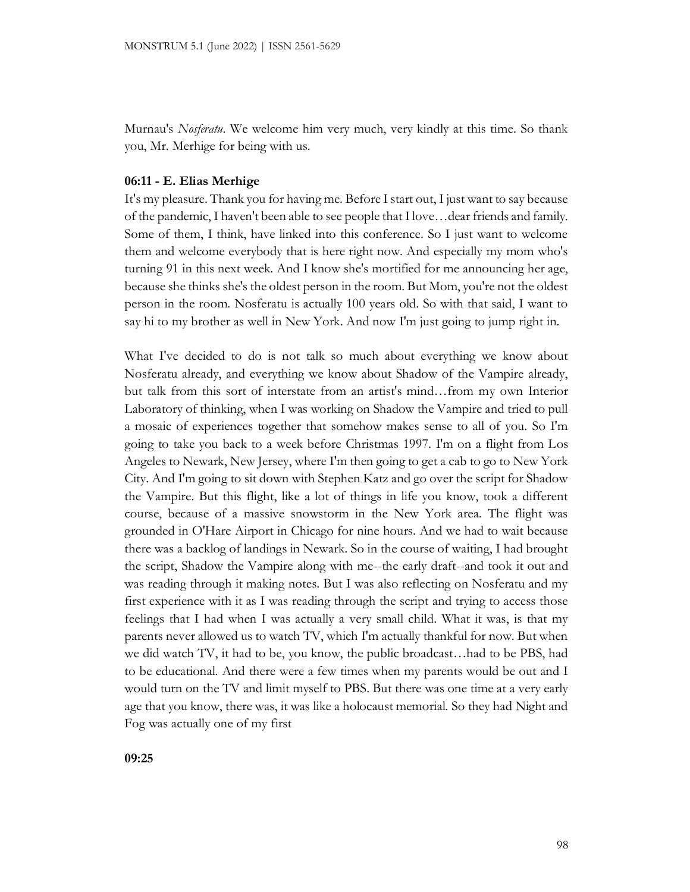Murnau's *Nosferatu*. We welcome him very much, very kindly at this time. So thank you, Mr. Merhige for being with us.

**06:11 - E. Elias Merhige**

It's my pleasure. Thank you for having me. Before I start out, I just want to say because of the pandemic, I haven't been able to see people that I love…dear friends and family. Some of them, I think, have linked into this conference. So I just want to welcome them and welcome everybody that is here right now. And especially my mom who's turning 91 in this next week. And I know she's mortified for me announcing her age, because she thinks she's the oldest person in the room. But Mom, you're not the oldest person in the room. Nosferatu is actually 100 years old. So with that said, I want to say hi to my brother as well in New York. And now I'm just going to jump right in.

What I've decided to do is not talk so much about everything we know about Nosferatu already, and everything we know about Shadow of the Vampire already, but talk from this sort of interstate from an artist's mind…from my own Interior Laboratory of thinking, when I was working on Shadow the Vampire and tried to pull a mosaic of experiences together that somehow makes sense to all of you. So I'm going to take you back to a week before Christmas 1997. I'm on a flight from Los Angeles to Newark, New Jersey, where I'm then going to get a cab to go to New York City. And I'm going to sit down with Stephen Katz and go over the script for Shadow the Vampire. But this flight, like a lot of things in life you know, took a different course, because of a massive snowstorm in the New York area. The flight was grounded in O'Hare Airport in Chicago for nine hours. And we had to wait because there was a backlog of landings in Newark. So in the course of waiting, I had brought the script, Shadow the Vampire along with me--the early draft--and took it out and was reading through it making notes. But I was also reflecting on Nosferatu and my first experience with it as I was reading through the script and trying to access those feelings that I had when I was actually a very small child. What it was, is that my parents never allowed us to watch TV, which I'm actually thankful for now. But when we did watch TV, it had to be, you know, the public broadcast…had to be PBS, had to be educational. And there were a few times when my parents would be out and I would turn on the TV and limit myself to PBS. But there was one time at a very early age that you know, there was, it was like a holocaust memorial. So they had Night and Fog was actually one of my first

**09:25**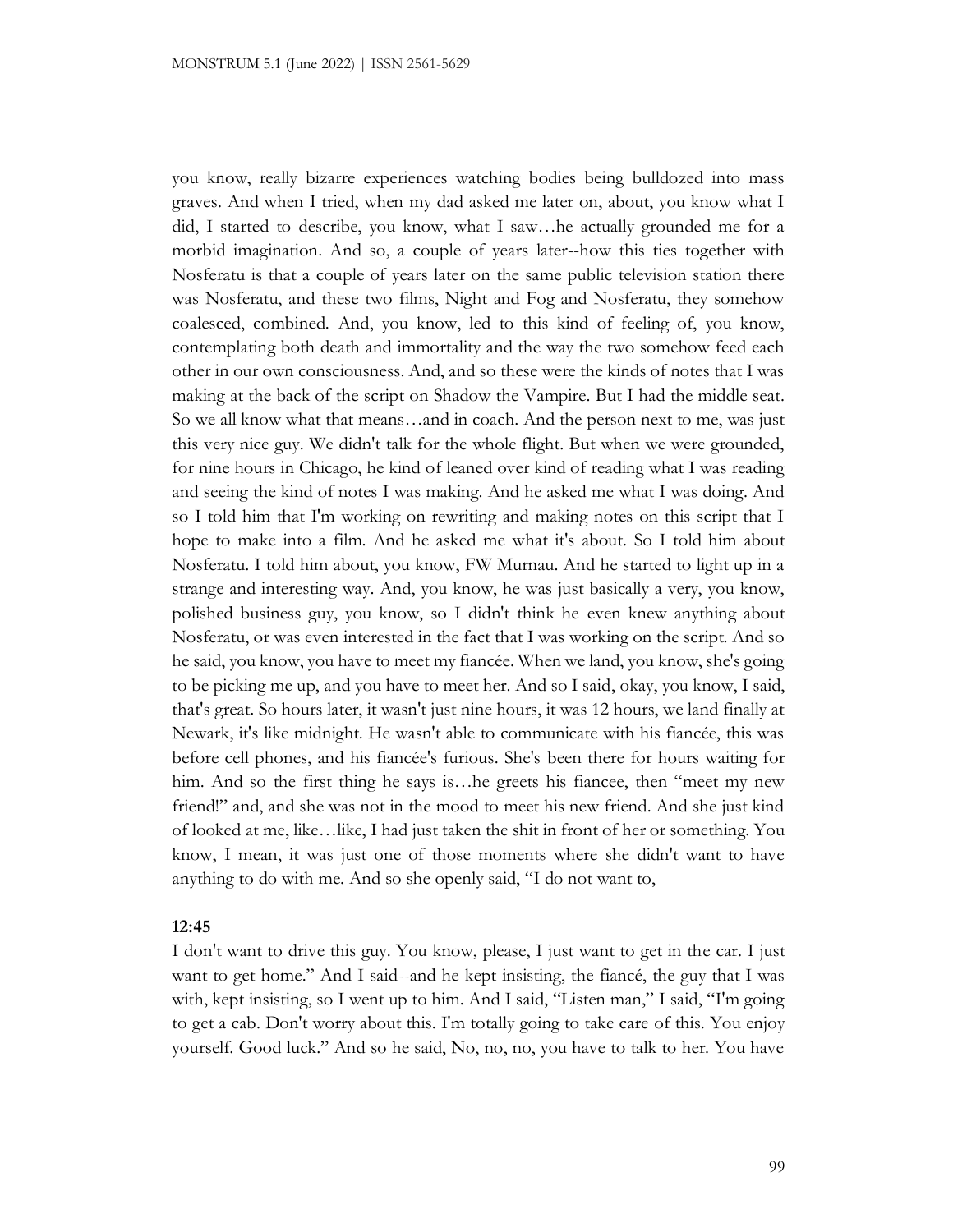you know, really bizarre experiences watching bodies being bulldozed into mass graves. And when I tried, when my dad asked me later on, about, you know what I did, I started to describe, you know, what I saw…he actually grounded me for a morbid imagination. And so, a couple of years later--how this ties together with Nosferatu is that a couple of years later on the same public television station there was Nosferatu, and these two films, Night and Fog and Nosferatu, they somehow coalesced, combined. And, you know, led to this kind of feeling of, you know, contemplating both death and immortality and the way the two somehow feed each other in our own consciousness. And, and so these were the kinds of notes that I was making at the back of the script on Shadow the Vampire. But I had the middle seat. So we all know what that means…and in coach. And the person next to me, was just this very nice guy. We didn't talk for the whole flight. But when we were grounded, for nine hours in Chicago, he kind of leaned over kind of reading what I was reading and seeing the kind of notes I was making. And he asked me what I was doing. And so I told him that I'm working on rewriting and making notes on this script that I hope to make into a film. And he asked me what it's about. So I told him about Nosferatu. I told him about, you know, FW Murnau. And he started to light up in a strange and interesting way. And, you know, he was just basically a very, you know, polished business guy, you know, so I didn't think he even knew anything about Nosferatu, or was even interested in the fact that I was working on the script. And so he said, you know, you have to meet my fiancée. When we land, you know, she's going to be picking me up, and you have to meet her. And so I said, okay, you know, I said, that's great. So hours later, it wasn't just nine hours, it was 12 hours, we land finally at Newark, it's like midnight. He wasn't able to communicate with his fiancée, this was before cell phones, and his fiancée's furious. She's been there for hours waiting for him. And so the first thing he says is…he greets his fiancee, then "meet my new friend!" and, and she was not in the mood to meet his new friend. And she just kind of looked at me, like…like, I had just taken the shit in front of her or something. You know, I mean, it was just one of those moments where she didn't want to have anything to do with me. And so she openly said, "I do not want to,

**12:45**

I don't want to drive this guy. You know, please, I just want to get in the car. I just want to get home." And I said--and he kept insisting, the fiancé, the guy that I was with, kept insisting, so I went up to him. And I said, "Listen man," I said, "I'm going to get a cab. Don't worry about this. I'm totally going to take care of this. You enjoy yourself. Good luck." And so he said, No, no, no, you have to talk to her. You have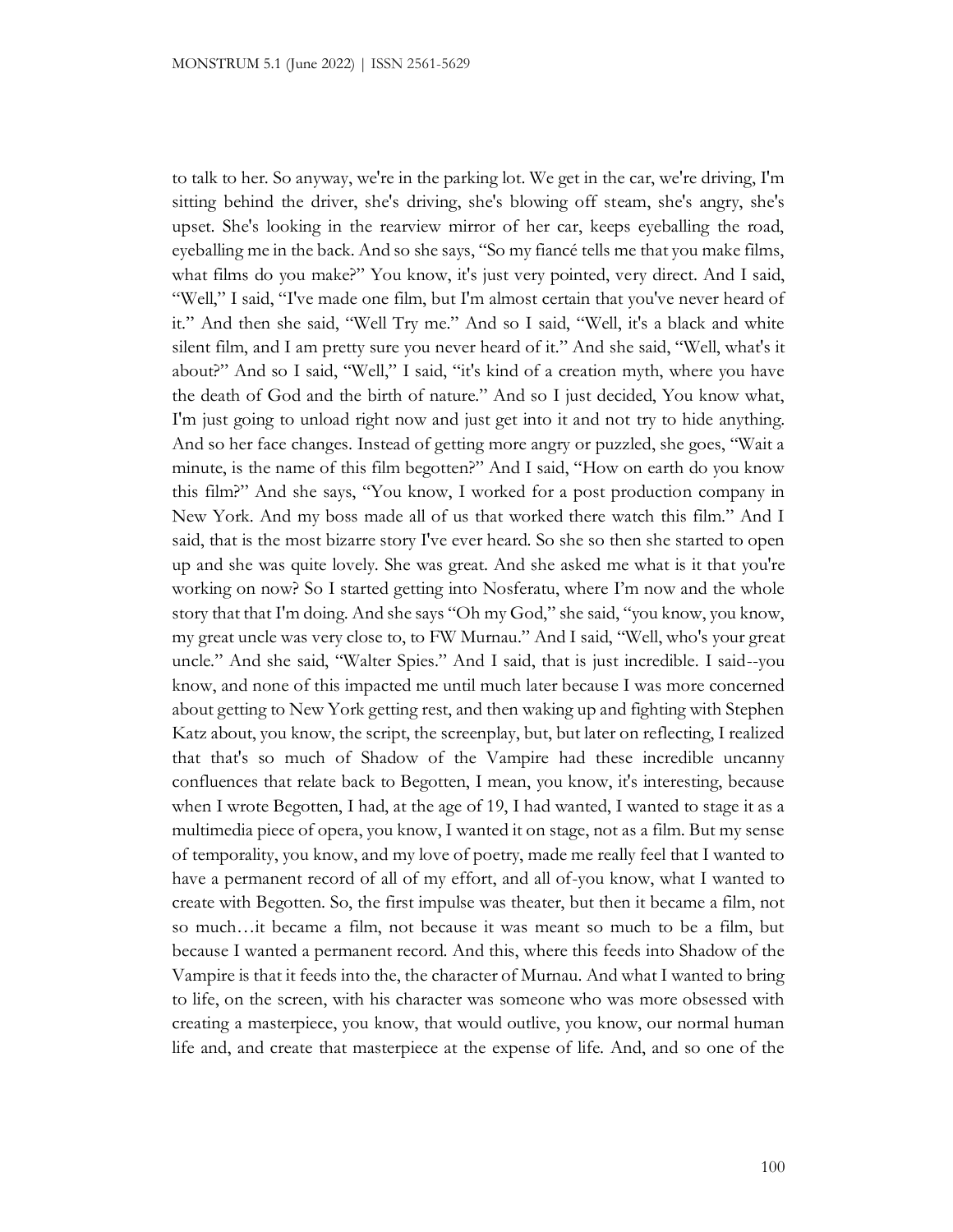to talk to her. So anyway, we're in the parking lot. We get in the car, we're driving, I'm sitting behind the driver, she's driving, she's blowing off steam, she's angry, she's upset. She's looking in the rearview mirror of her car, keeps eyeballing the road, eyeballing me in the back. And so she says, "So my fiancé tells me that you make films, what films do you make?" You know, it's just very pointed, very direct. And I said, "Well," I said, "I've made one film, but I'm almost certain that you've never heard of it." And then she said, "Well Try me." And so I said, "Well, it's a black and white silent film, and I am pretty sure you never heard of it." And she said, "Well, what's it about?" And so I said, "Well," I said, "it's kind of a creation myth, where you have the death of God and the birth of nature." And so I just decided, You know what, I'm just going to unload right now and just get into it and not try to hide anything. And so her face changes. Instead of getting more angry or puzzled, she goes, "Wait a minute, is the name of this film begotten?" And I said, "How on earth do you know this film?" And she says, "You know, I worked for a post production company in New York. And my boss made all of us that worked there watch this film." And I said, that is the most bizarre story I've ever heard. So she so then she started to open up and she was quite lovely. She was great. And she asked me what is it that you're working on now? So I started getting into Nosferatu, where I'm now and the whole story that that I'm doing. And she says "Oh my God," she said, "you know, you know, my great uncle was very close to, to FW Murnau." And I said, "Well, who's your great uncle." And she said, "Walter Spies." And I said, that is just incredible. I said--you know, and none of this impacted me until much later because I was more concerned about getting to New York getting rest, and then waking up and fighting with Stephen Katz about, you know, the script, the screenplay, but, but later on reflecting, I realized that that's so much of Shadow of the Vampire had these incredible uncanny confluences that relate back to Begotten, I mean, you know, it's interesting, because when I wrote Begotten, I had, at the age of 19, I had wanted, I wanted to stage it as a multimedia piece of opera, you know, I wanted it on stage, not as a film. But my sense of temporality, you know, and my love of poetry, made me really feel that I wanted to have a permanent record of all of my effort, and all of-you know, what I wanted to create with Begotten. So, the first impulse was theater, but then it became a film, not so much…it became a film, not because it was meant so much to be a film, but because I wanted a permanent record. And this, where this feeds into Shadow of the Vampire is that it feeds into the, the character of Murnau. And what I wanted to bring to life, on the screen, with his character was someone who was more obsessed with creating a masterpiece, you know, that would outlive, you know, our normal human life and, and create that masterpiece at the expense of life. And, and so one of the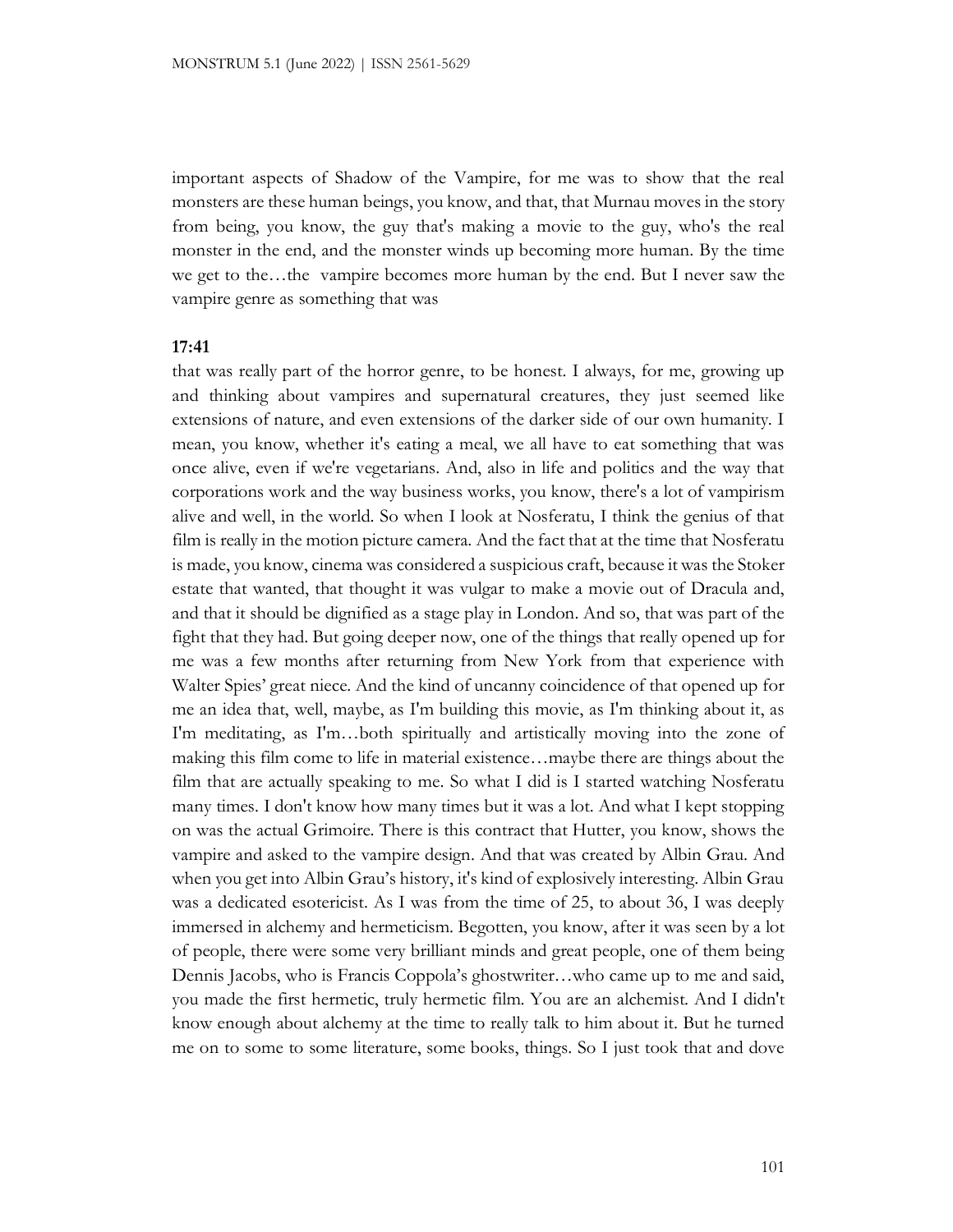important aspects of Shadow of the Vampire, for me was to show that the real monsters are these human beings, you know, and that, that Murnau moves in the story from being, you know, the guy that's making a movie to the guy, who's the real monster in the end, and the monster winds up becoming more human. By the time we get to the…the vampire becomes more human by the end. But I never saw the vampire genre as something that was

**17:41**

that was really part of the horror genre, to be honest. I always, for me, growing up and thinking about vampires and supernatural creatures, they just seemed like extensions of nature, and even extensions of the darker side of our own humanity. I mean, you know, whether it's eating a meal, we all have to eat something that was once alive, even if we're vegetarians. And, also in life and politics and the way that corporations work and the way business works, you know, there's a lot of vampirism alive and well, in the world. So when I look at Nosferatu, I think the genius of that film is really in the motion picture camera. And the fact that at the time that Nosferatu is made, you know, cinema was considered a suspicious craft, because it was the Stoker estate that wanted, that thought it was vulgar to make a movie out of Dracula and, and that it should be dignified as a stage play in London. And so, that was part of the fight that they had. But going deeper now, one of the things that really opened up for me was a few months after returning from New York from that experience with Walter Spies' great niece. And the kind of uncanny coincidence of that opened up for me an idea that, well, maybe, as I'm building this movie, as I'm thinking about it, as I'm meditating, as I'm…both spiritually and artistically moving into the zone of making this film come to life in material existence…maybe there are things about the film that are actually speaking to me. So what I did is I started watching Nosferatu many times. I don't know how many times but it was a lot. And what I kept stopping on was the actual Grimoire. There is this contract that Hutter, you know, shows the vampire and asked to the vampire design. And that was created by Albin Grau. And when you get into Albin Grau's history, it's kind of explosively interesting. Albin Grau was a dedicated esotericist. As I was from the time of 25, to about 36, I was deeply immersed in alchemy and hermeticism. Begotten, you know, after it was seen by a lot of people, there were some very brilliant minds and great people, one of them being Dennis Jacobs, who is Francis Coppola's ghostwriter…who came up to me and said, you made the first hermetic, truly hermetic film. You are an alchemist. And I didn't know enough about alchemy at the time to really talk to him about it. But he turned me on to some to some literature, some books, things. So I just took that and dove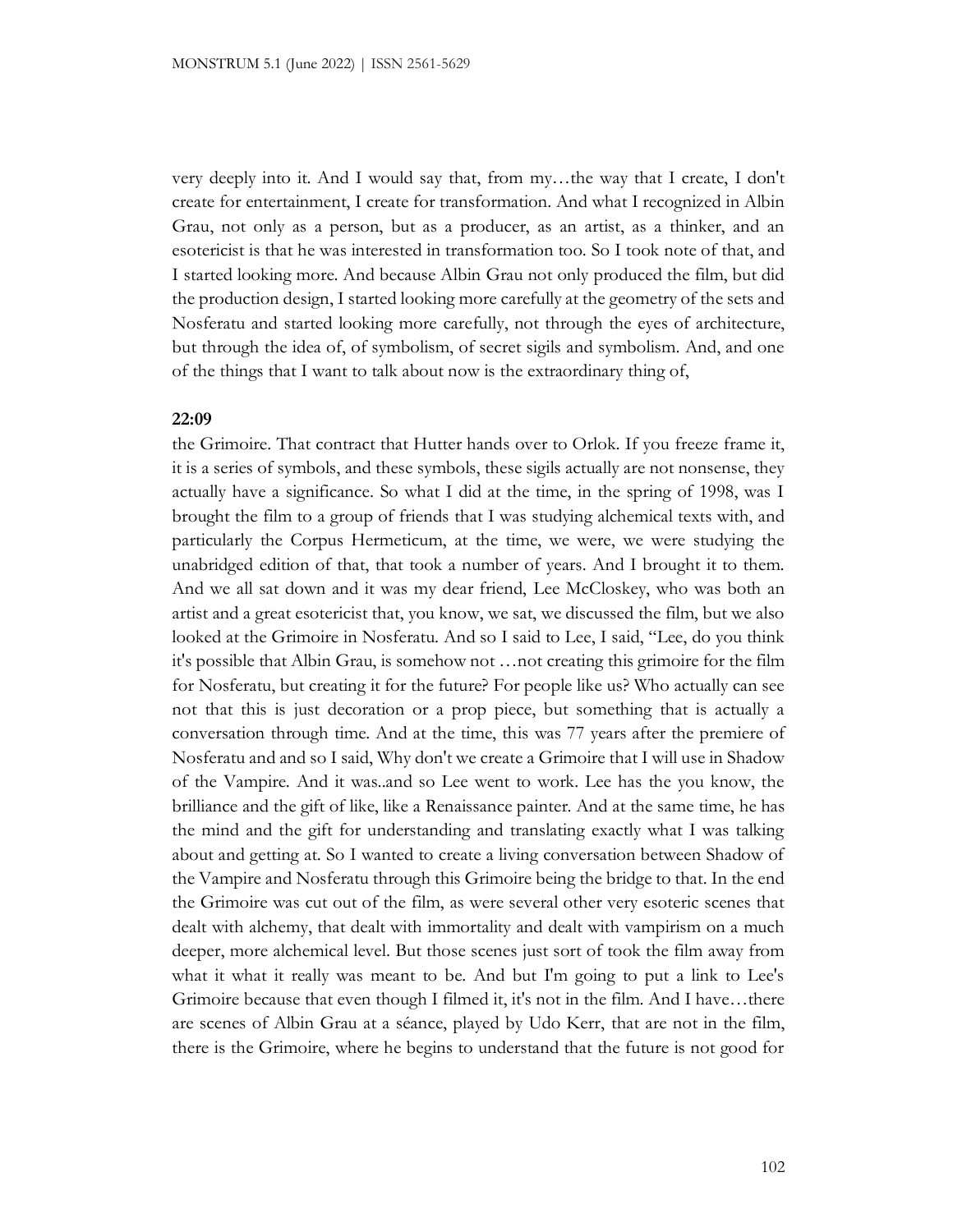very deeply into it. And I would say that, from my…the way that I create, I don't create for entertainment, I create for transformation. And what I recognized in Albin Grau, not only as a person, but as a producer, as an artist, as a thinker, and an esotericist is that he was interested in transformation too. So I took note of that, and I started looking more. And because Albin Grau not only produced the film, but did the production design, I started looking more carefully at the geometry of the sets and Nosferatu and started looking more carefully, not through the eyes of architecture, but through the idea of, of symbolism, of secret sigils and symbolism. And, and one of the things that I want to talk about now is the extraordinary thing of,

**22:09**

the Grimoire. That contract that Hutter hands over to Orlok. If you freeze frame it, it is a series of symbols, and these symbols, these sigils actually are not nonsense, they actually have a significance. So what I did at the time, in the spring of 1998, was I brought the film to a group of friends that I was studying alchemical texts with, and particularly the Corpus Hermeticum, at the time, we were, we were studying the unabridged edition of that, that took a number of years. And I brought it to them. And we all sat down and it was my dear friend, Lee McCloskey, who was both an artist and a great esotericist that, you know, we sat, we discussed the film, but we also looked at the Grimoire in Nosferatu. And so I said to Lee, I said, "Lee, do you think it's possible that Albin Grau, is somehow not …not creating this grimoire for the film for Nosferatu, but creating it for the future? For people like us? Who actually can see not that this is just decoration or a prop piece, but something that is actually a conversation through time. And at the time, this was 77 years after the premiere of Nosferatu and and so I said, Why don't we create a Grimoire that I will use in Shadow of the Vampire. And it was..and so Lee went to work. Lee has the you know, the brilliance and the gift of like, like a Renaissance painter. And at the same time, he has the mind and the gift for understanding and translating exactly what I was talking about and getting at. So I wanted to create a living conversation between Shadow of the Vampire and Nosferatu through this Grimoire being the bridge to that. In the end the Grimoire was cut out of the film, as were several other very esoteric scenes that dealt with alchemy, that dealt with immortality and dealt with vampirism on a much deeper, more alchemical level. But those scenes just sort of took the film away from what it what it really was meant to be. And but I'm going to put a link to Lee's Grimoire because that even though I filmed it, it's not in the film. And I have…there are scenes of Albin Grau at a séance, played by Udo Kerr, that are not in the film, there is the Grimoire, where he begins to understand that the future is not good for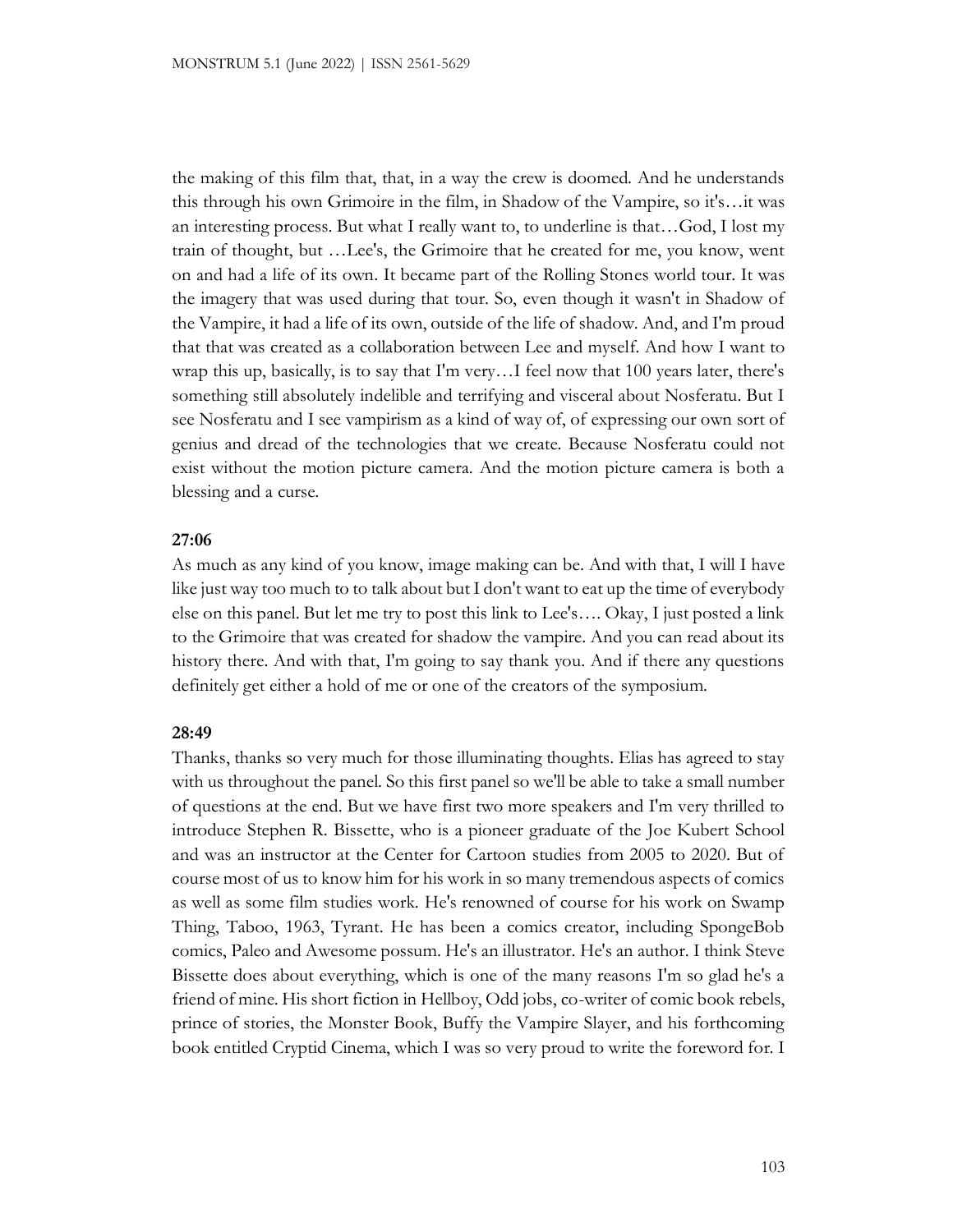the making of this film that, that, in a way the crew is doomed. And he understands this through his own Grimoire in the film, in Shadow of the Vampire, so it's…it was an interesting process. But what I really want to, to underline is that…God, I lost my train of thought, but …Lee's, the Grimoire that he created for me, you know, went on and had a life of its own. It became part of the Rolling Stones world tour. It was the imagery that was used during that tour. So, even though it wasn't in Shadow of the Vampire, it had a life of its own, outside of the life of shadow. And, and I'm proud that that was created as a collaboration between Lee and myself. And how I want to wrap this up, basically, is to say that I'm very…I feel now that 100 years later, there's something still absolutely indelible and terrifying and visceral about Nosferatu. But I see Nosferatu and I see vampirism as a kind of way of, of expressing our own sort of genius and dread of the technologies that we create. Because Nosferatu could not exist without the motion picture camera. And the motion picture camera is both a blessing and a curse.

**27:06**

As much as any kind of you know, image making can be. And with that, I will I have like just way too much to to talk about but I don't want to eat up the time of everybody else on this panel. But let me try to post this link to Lee's…. Okay, I just posted a link to the Grimoire that was created for shadow the vampire. And you can read about its history there. And with that, I'm going to say thank you. And if there any questions definitely get either a hold of me or one of the creators of the symposium.

**28:49**

Thanks, thanks so very much for those illuminating thoughts. Elias has agreed to stay with us throughout the panel. So this first panel so we'll be able to take a small number of questions at the end. But we have first two more speakers and I'm very thrilled to introduce Stephen R. Bissette, who is a pioneer graduate of the Joe Kubert School and was an instructor at the Center for Cartoon studies from 2005 to 2020. But of course most of us to know him for his work in so many tremendous aspects of comics as well as some film studies work. He's renowned of course for his work on Swamp Thing, Taboo, 1963, Tyrant. He has been a comics creator, including SpongeBob comics, Paleo and Awesome possum. He's an illustrator. He's an author. I think Steve Bissette does about everything, which is one of the many reasons I'm so glad he's a friend of mine. His short fiction in Hellboy, Odd jobs, co-writer of comic book rebels, prince of stories, the Monster Book, Buffy the Vampire Slayer, and his forthcoming book entitled Cryptid Cinema, which I was so very proud to write the foreword for. I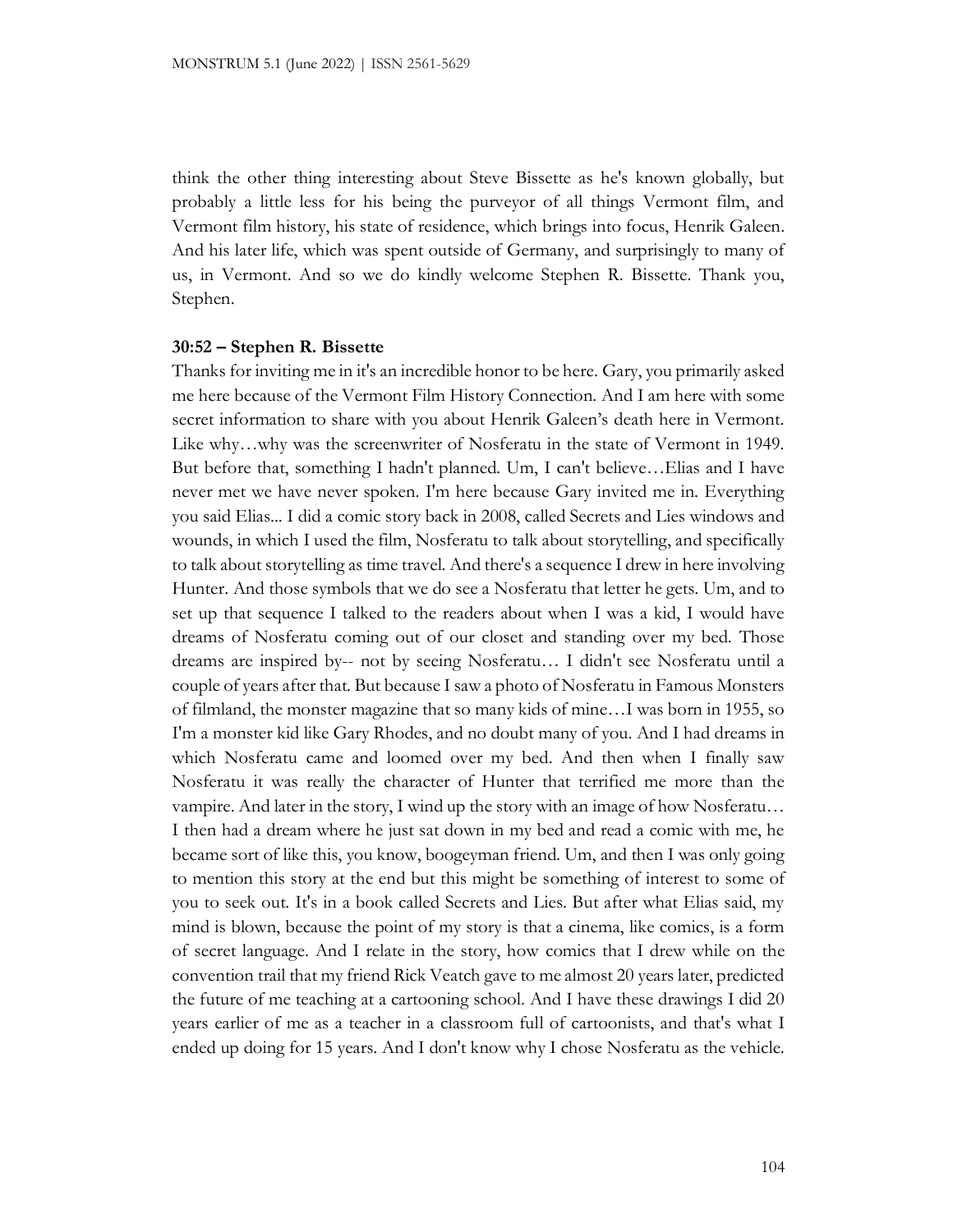think the other thing interesting about Steve Bissette as he's known globally, but probably a little less for his being the purveyor of all things Vermont film, and Vermont film history, his state of residence, which brings into focus, Henrik Galeen. And his later life, which was spent outside of Germany, and surprisingly to many of us, in Vermont. And so we do kindly welcome Stephen R. Bissette. Thank you, Stephen.

**30:52 – Stephen R. Bissette**

Thanks for inviting me in it's an incredible honor to be here. Gary, you primarily asked me here because of the Vermont Film History Connection. And I am here with some secret information to share with you about Henrik Galeen's death here in Vermont. Like why…why was the screenwriter of Nosferatu in the state of Vermont in 1949. But before that, something I hadn't planned. Um, I can't believe…Elias and I have never met we have never spoken. I'm here because Gary invited me in. Everything you said Elias... I did a comic story back in 2008, called Secrets and Lies windows and wounds, in which I used the film, Nosferatu to talk about storytelling, and specifically to talk about storytelling as time travel. And there's a sequence I drew in here involving Hunter. And those symbols that we do see a Nosferatu that letter he gets. Um, and to set up that sequence I talked to the readers about when I was a kid, I would have dreams of Nosferatu coming out of our closet and standing over my bed. Those dreams are inspired by-- not by seeing Nosferatu… I didn't see Nosferatu until a couple of years after that. But because I saw a photo of Nosferatu in Famous Monsters of filmland, the monster magazine that so many kids of mine…I was born in 1955, so I'm a monster kid like Gary Rhodes, and no doubt many of you. And I had dreams in which Nosferatu came and loomed over my bed. And then when I finally saw Nosferatu it was really the character of Hunter that terrified me more than the vampire. And later in the story, I wind up the story with an image of how Nosferatu… I then had a dream where he just sat down in my bed and read a comic with me, he became sort of like this, you know, boogeyman friend. Um, and then I was only going to mention this story at the end but this might be something of interest to some of you to seek out. It's in a book called Secrets and Lies. But after what Elias said, my mind is blown, because the point of my story is that a cinema, like comics, is a form of secret language. And I relate in the story, how comics that I drew while on the convention trail that my friend Rick Veatch gave to me almost 20 years later, predicted the future of me teaching at a cartooning school. And I have these drawings I did 20 years earlier of me as a teacher in a classroom full of cartoonists, and that's what I ended up doing for 15 years. And I don't know why I chose Nosferatu as the vehicle.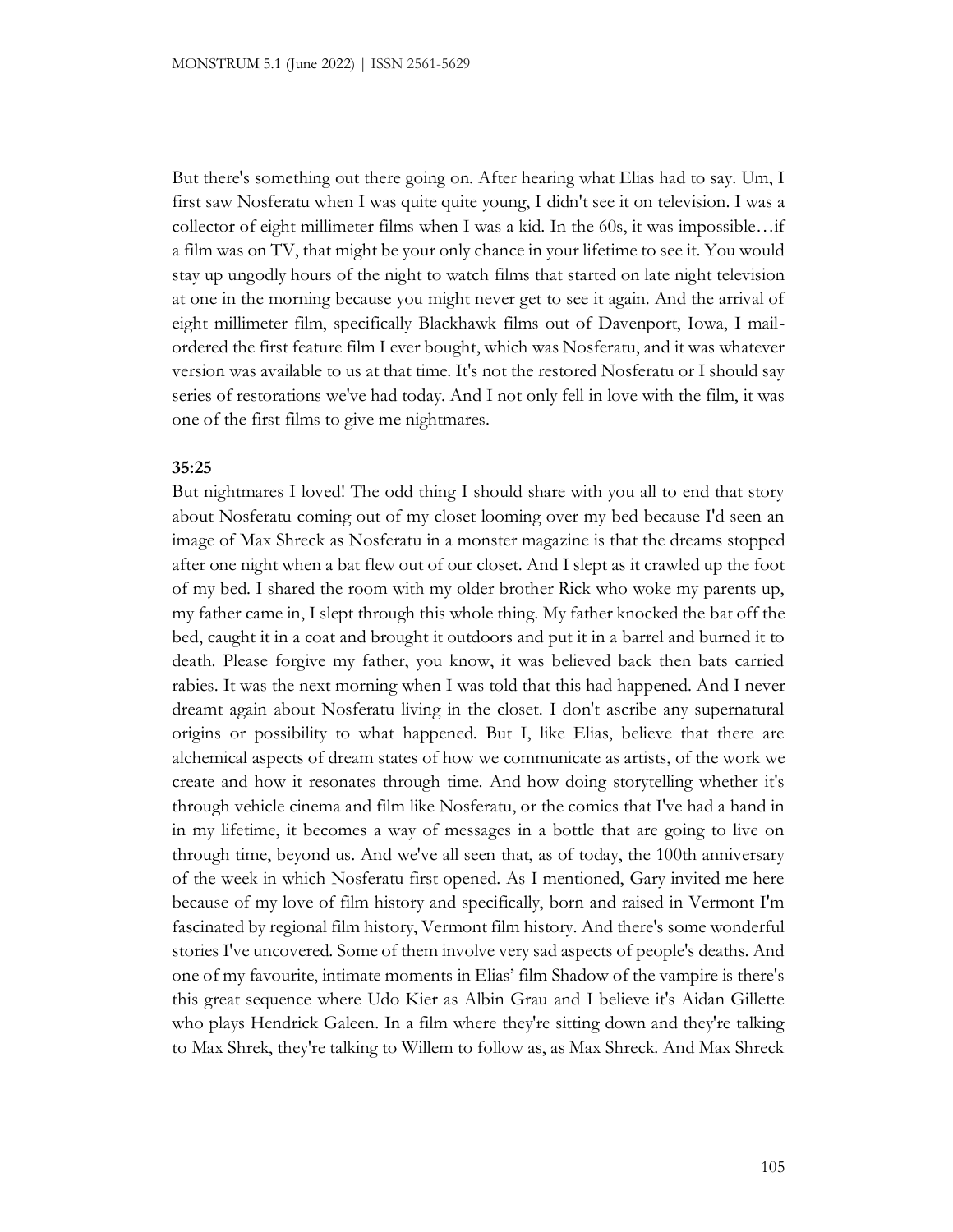But there's something out there going on. After hearing what Elias had to say. Um, I first saw Nosferatu when I was quite quite young, I didn't see it on television. I was a collector of eight millimeter films when I was a kid. In the 60s, it was impossible…if a film was on TV, that might be your only chance in your lifetime to see it. You would stay up ungodly hours of the night to watch films that started on late night television at one in the morning because you might never get to see it again. And the arrival of eight millimeter film, specifically Blackhawk films out of Davenport, Iowa, I mail-ordered the first feature film I ever bought, which was Nosferatu, and it was whatever version was available to us at that time. It's not the restored Nosferatu or I should say series of restorations we've had today. And I not only fell in love with the film, it was one of the first films to give me nightmares.

**35:25**

But nightmares I loved! The odd thing I should share with you all to end that story about Nosferatu coming out of my closet looming over my bed because I'd seen an image of Max Shreck as Nosferatu in a monster magazine is that the dreams stopped after one night when a bat flew out of our closet. And I slept as it crawled up the foot of my bed. I shared the room with my older brother Rick who woke my parents up, my father came in, I slept through this whole thing. My father knocked the bat off the bed, caught it in a coat and brought it outdoors and put it in a barrel and burned it to death. Please forgive my father, you know, it was believed back then bats carried rabies. It was the next morning when I was told that this had happened. And I never dreamt again about Nosferatu living in the closet. I don't ascribe any supernatural origins or possibility to what happened. But I, like Elias, believe that there are alchemical aspects of dream states of how we communicate as artists, of the work we create and how it resonates through time. And how doing storytelling whether it's through vehicle cinema and film like Nosferatu, or the comics that I've had a hand in in my lifetime, it becomes a way of messages in a bottle that are going to live on through time, beyond us. And we've all seen that, as of today, the 100th anniversary of the week in which Nosferatu first opened. As I mentioned, Gary invited me here because of my love of film history and specifically, born and raised in Vermont I'm fascinated by regional film history, Vermont film history. And there's some wonderful stories I've uncovered. Some of them involve very sad aspects of people's deaths. And one of my favourite, intimate moments in Elias' film Shadow of the vampire is there's this great sequence where Udo Kier as Albin Grau and I believe it's Aidan Gillette who plays Hendrick Galeen. In a film where they're sitting down and they're talking to Max Shrek, they're talking to Willem to follow as, as Max Shreck. And Max Shreck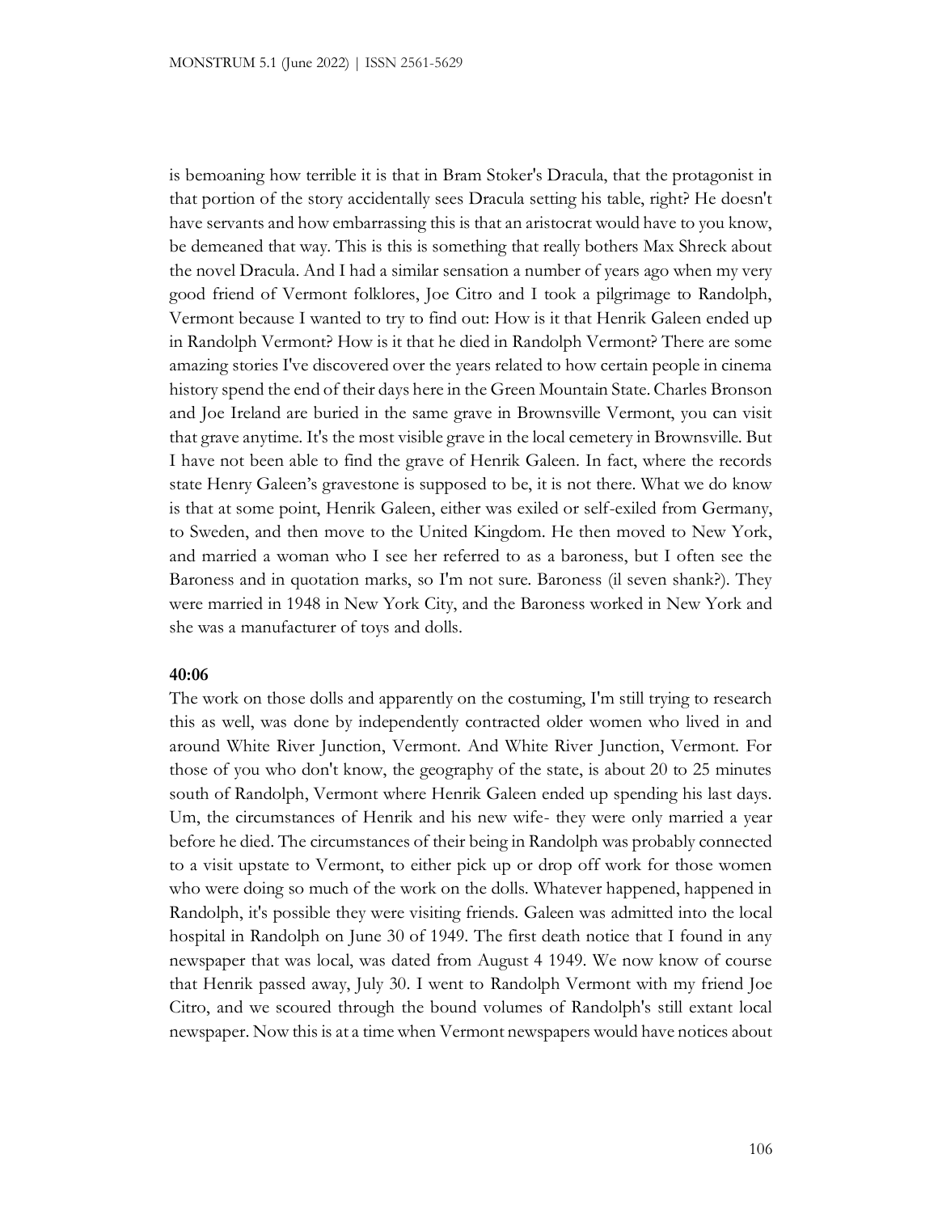is bemoaning how terrible it is that in Bram Stoker's Dracula, that the protagonist in that portion of the story accidentally sees Dracula setting his table, right? He doesn't have servants and how embarrassing this is that an aristocrat would have to you know, be demeaned that way. This is this is something that really bothers Max Shreck about the novel Dracula. And I had a similar sensation a number of years ago when my very good friend of Vermont folklores, Joe Citro and I took a pilgrimage to Randolph, Vermont because I wanted to try to find out: How is it that Henrik Galeen ended up in Randolph Vermont? How is it that he died in Randolph Vermont? There are some amazing stories I've discovered over the years related to how certain people in cinema history spend the end of their days here in the Green Mountain State. Charles Bronson and Joe Ireland are buried in the same grave in Brownsville Vermont, you can visit that grave anytime. It's the most visible grave in the local cemetery in Brownsville. But I have not been able to find the grave of Henrik Galeen. In fact, where the records state Henry Galeen's gravestone is supposed to be, it is not there. What we do know is that at some point, Henrik Galeen, either was exiled or self-exiled from Germany, to Sweden, and then move to the United Kingdom. He then moved to New York, and married a woman who I see her referred to as a baroness, but I often see the Baroness and in quotation marks, so I'm not sure. Baroness (il seven shank?). They were married in 1948 in New York City, and the Baroness worked in New York and she was a manufacturer of toys and dolls.

**40:06**

The work on those dolls and apparently on the costuming, I'm still trying to research this as well, was done by independently contracted older women who lived in and around White River Junction, Vermont. And White River Junction, Vermont. For those of you who don't know, the geography of the state, is about 20 to 25 minutes south of Randolph, Vermont where Henrik Galeen ended up spending his last days. Um, the circumstances of Henrik and his new wife- they were only married a year before he died. The circumstances of their being in Randolph was probably connected to a visit upstate to Vermont, to either pick up or drop off work for those women who were doing so much of the work on the dolls. Whatever happened, happened in Randolph, it's possible they were visiting friends. Galeen was admitted into the local hospital in Randolph on June 30 of 1949. The first death notice that I found in any newspaper that was local, was dated from August 4 1949. We now know of course that Henrik passed away, July 30. I went to Randolph Vermont with my friend Joe Citro, and we scoured through the bound volumes of Randolph's still extant local newspaper. Now this is at a time when Vermont newspapers would have notices about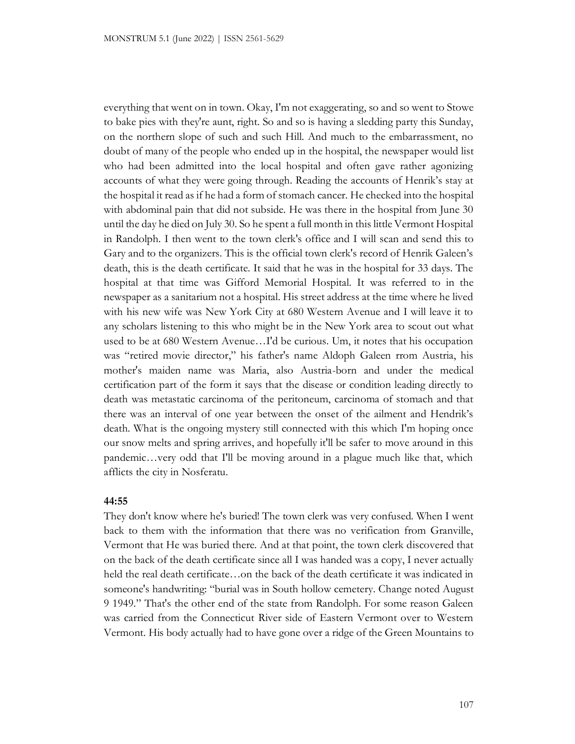everything that went on in town. Okay, I'm not exaggerating, so and so went to Stowe to bake pies with they're aunt, right. So and so is having a sledding party this Sunday, on the northern slope of such and such Hill. And much to the embarrassment, no doubt of many of the people who ended up in the hospital, the newspaper would list who had been admitted into the local hospital and often gave rather agonizing accounts of what they were going through. Reading the accounts of Henrik's stay at the hospital it read as if he had a form of stomach cancer. He checked into the hospital with abdominal pain that did not subside. He was there in the hospital from June 30 until the day he died on July 30. So he spent a full month in this little Vermont Hospital in Randolph. I then went to the town clerk's office and I will scan and send this to Gary and to the organizers. This is the official town clerk's record of Henrik Galeen's death, this is the death certificate. It said that he was in the hospital for 33 days. The hospital at that time was Gifford Memorial Hospital. It was referred to in the newspaper as a sanitarium not a hospital. His street address at the time where he lived with his new wife was New York City at 680 Western Avenue and I will leave it to any scholars listening to this who might be in the New York area to scout out what used to be at 680 Western Avenue…I'd be curious. Um, it notes that his occupation was "retired movie director," his father's name Aldoph Galeen rrom Austria, his mother's maiden name was Maria, also Austria-born and under the medical certification part of the form it says that the disease or condition leading directly to death was metastatic carcinoma of the peritoneum, carcinoma of stomach and that there was an interval of one year between the onset of the ailment and Hendrik's death. What is the ongoing mystery still connected with this which I'm hoping once our snow melts and spring arrives, and hopefully it'll be safer to move around in this pandemic…very odd that I'll be moving around in a plague much like that, which afflicts the city in Nosferatu.

**44:55**

They don't know where he's buried! The town clerk was very confused. When I went back to them with the information that there was no verification from Granville, Vermont that He was buried there. And at that point, the town clerk discovered that on the back of the death certificate since all I was handed was a copy, I never actually held the real death certificate…on the back of the death certificate it was indicated in someone's handwriting: "burial was in South hollow cemetery. Change noted August 9 1949." That's the other end of the state from Randolph. For some reason Galeen was carried from the Connecticut River side of Eastern Vermont over to Western Vermont. His body actually had to have gone over a ridge of the Green Mountains to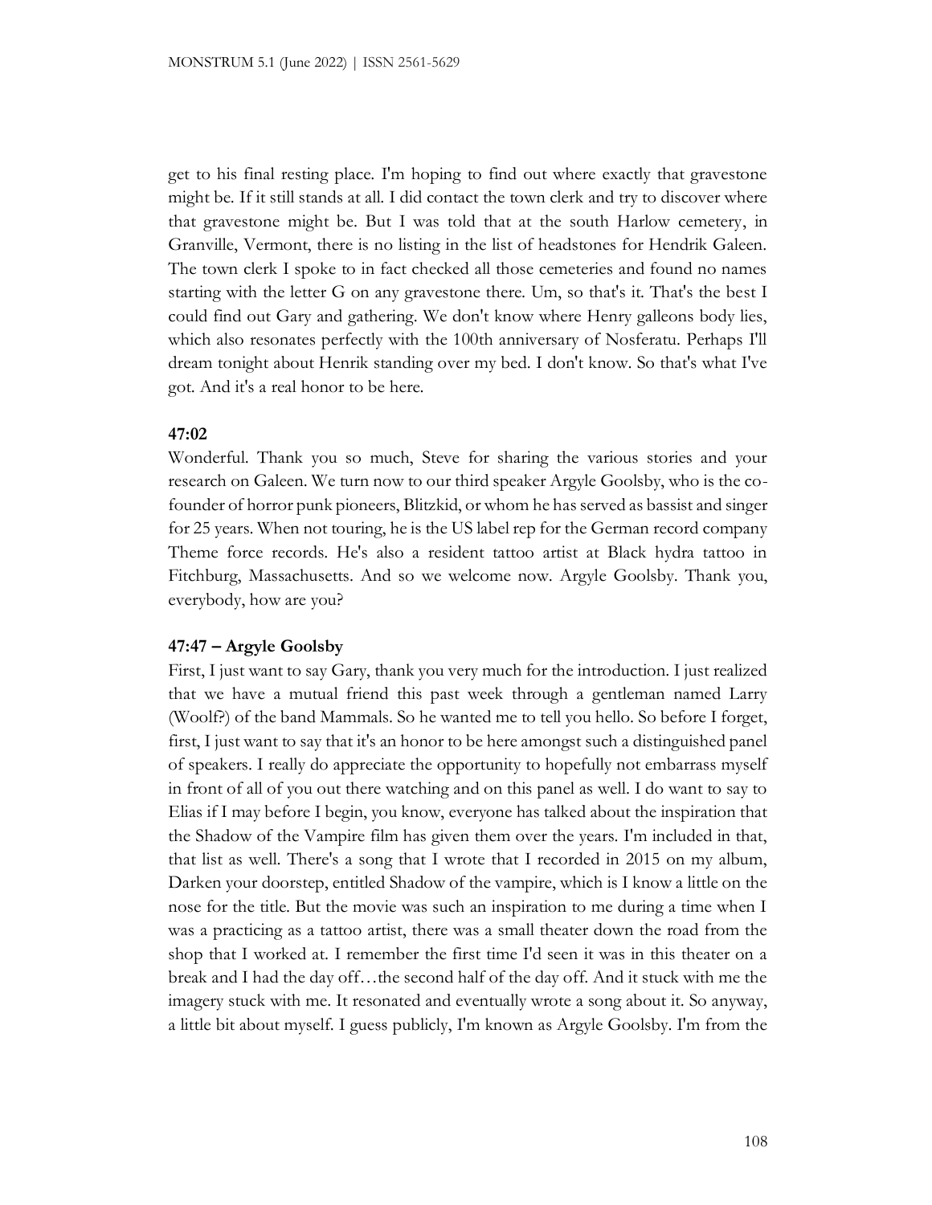get to his final resting place. I'm hoping to find out where exactly that gravestone might be. If it still stands at all. I did contact the town clerk and try to discover where that gravestone might be. But I was told that at the south Harlow cemetery, in Granville, Vermont, there is no listing in the list of headstones for Hendrik Galeen. The town clerk I spoke to in fact checked all those cemeteries and found no names starting with the letter G on any gravestone there. Um, so that's it. That's the best I could find out Gary and gathering. We don't know where Henry galleons body lies, which also resonates perfectly with the 100th anniversary of Nosferatu. Perhaps I'll dream tonight about Henrik standing over my bed. I don't know. So that's what I've got. And it's a real honor to be here.

**47:02**

Wonderful. Thank you so much, Steve for sharing the various stories and your research on Galeen. We turn now to our third speaker Argyle Goolsby, who is the co-founder of horror punk pioneers, Blitzkid, or whom he has served as bassist and singer for 25 years. When not touring, he is the US label rep for the German record company Theme force records. He's also a resident tattoo artist at Black hydra tattoo in Fitchburg, Massachusetts. And so we welcome now. Argyle Goolsby. Thank you, everybody, how are you?

**47:47 – Argyle Goolsby**

First, I just want to say Gary, thank you very much for the introduction. I just realized that we have a mutual friend this past week through a gentleman named Larry (Woolf?) of the band Mammals. So he wanted me to tell you hello. So before I forget, first, I just want to say that it's an honor to be here amongst such a distinguished panel of speakers. I really do appreciate the opportunity to hopefully not embarrass myself in front of all of you out there watching and on this panel as well. I do want to say to Elias if I may before I begin, you know, everyone has talked about the inspiration that the Shadow of the Vampire film has given them over the years. I'm included in that, that list as well. There's a song that I wrote that I recorded in 2015 on my album, Darken your doorstep, entitled Shadow of the vampire, which is I know a little on the nose for the title. But the movie was such an inspiration to me during a time when I was a practicing as a tattoo artist, there was a small theater down the road from the shop that I worked at. I remember the first time I'd seen it was in this theater on a break and I had the day off…the second half of the day off. And it stuck with me the imagery stuck with me. It resonated and eventually wrote a song about it. So anyway, a little bit about myself. I guess publicly, I'm known as Argyle Goolsby. I'm from the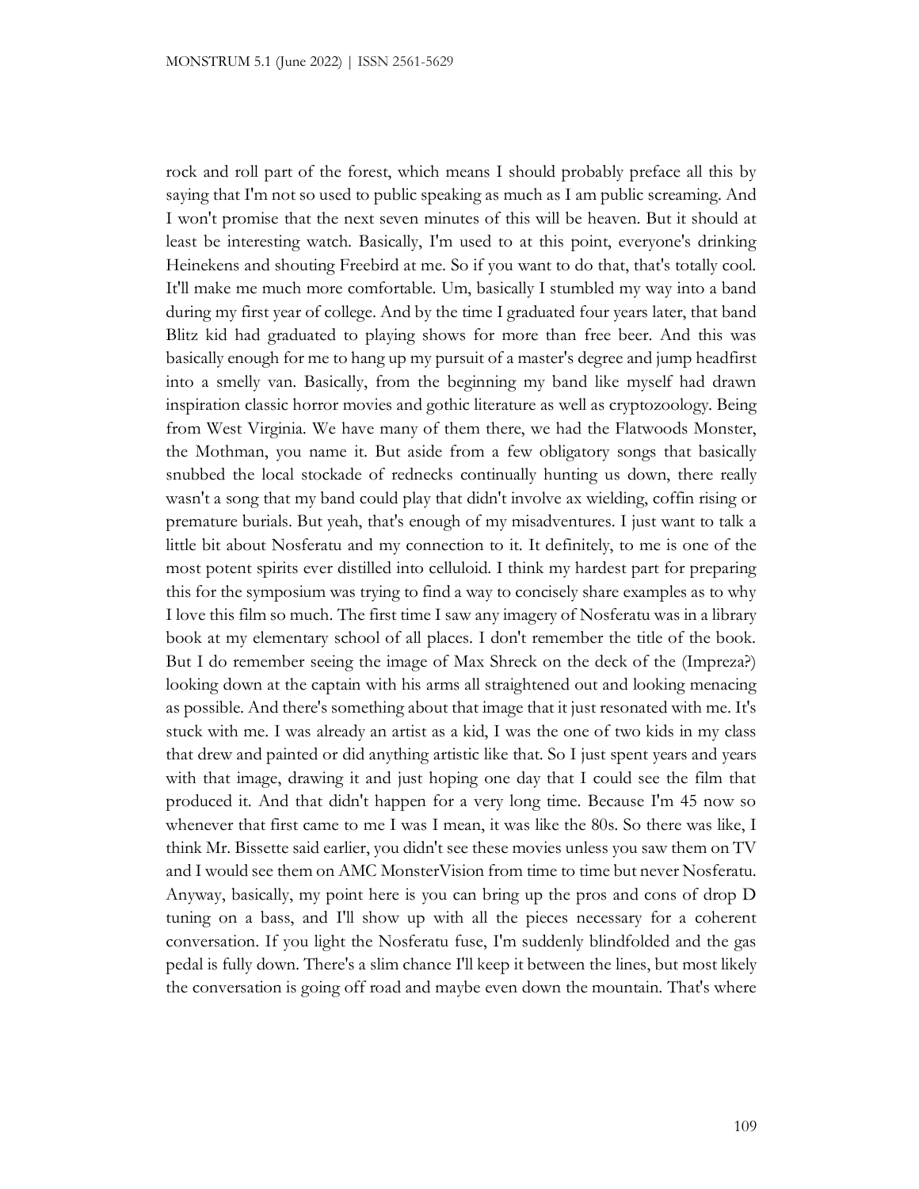rock and roll part of the forest, which means I should probably preface all this by saying that I'm not so used to public speaking as much as I am public screaming. And I won't promise that the next seven minutes of this will be heaven. But it should at least be interesting watch. Basically, I'm used to at this point, everyone's drinking Heinekens and shouting Freebird at me. So if you want to do that, that's totally cool. It'll make me much more comfortable. Um, basically I stumbled my way into a band during my first year of college. And by the time I graduated four years later, that band Blitz kid had graduated to playing shows for more than free beer. And this was basically enough for me to hang up my pursuit of a master's degree and jump headfirst into a smelly van. Basically, from the beginning my band like myself had drawn inspiration classic horror movies and gothic literature as well as cryptozoology. Being from West Virginia. We have many of them there, we had the Flatwoods Monster, the Mothman, you name it. But aside from a few obligatory songs that basically snubbed the local stockade of rednecks continually hunting us down, there really wasn't a song that my band could play that didn't involve ax wielding, coffin rising or premature burials. But yeah, that's enough of my misadventures. I just want to talk a little bit about Nosferatu and my connection to it. It definitely, to me is one of the most potent spirits ever distilled into celluloid. I think my hardest part for preparing this for the symposium was trying to find a way to concisely share examples as to why I love this film so much. The first time I saw any imagery of Nosferatu was in a library book at my elementary school of all places. I don't remember the title of the book. But I do remember seeing the image of Max Shreck on the deck of the (Impreza?) looking down at the captain with his arms all straightened out and looking menacing as possible. And there's something about that image that it just resonated with me. It's stuck with me. I was already an artist as a kid, I was the one of two kids in my class that drew and painted or did anything artistic like that. So I just spent years and years with that image, drawing it and just hoping one day that I could see the film that produced it. And that didn't happen for a very long time. Because I'm 45 now so whenever that first came to me I was I mean, it was like the 80s. So there was like, I think Mr. Bissette said earlier, you didn't see these movies unless you saw them on TV and I would see them on AMC MonsterVision from time to time but never Nosferatu. Anyway, basically, my point here is you can bring up the pros and cons of drop D tuning on a bass, and I'll show up with all the pieces necessary for a coherent conversation. If you light the Nosferatu fuse, I'm suddenly blindfolded and the gas pedal is fully down. There's a slim chance I'll keep it between the lines, but most likely the conversation is going off road and maybe even down the mountain. That's where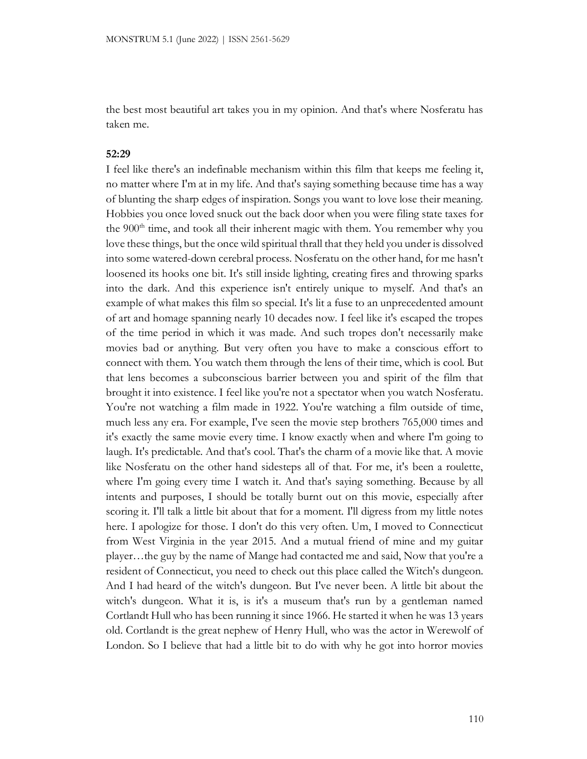the best most beautiful art takes you in my opinion. And that's where Nosferatu has taken me.

**52:29**

I feel like there's an indefinable mechanism within this film that keeps me feeling it, no matter where I'm at in my life. And that's saying something because time has a way of blunting the sharp edges of inspiration. Songs you want to love lose their meaning. Hobbies you once loved snuck out the back door when you were filing state taxes for the 900th time, and took all their inherent magic with them. You remember why you love these things, but the once wild spiritual thrall that they held you under is dissolved into some watered-down cerebral process. Nosferatu on the other hand, for me hasn't loosened its hooks one bit. It's still inside lighting, creating fires and throwing sparks into the dark. And this experience isn't entirely unique to myself. And that's an example of what makes this film so special. It's lit a fuse to an unprecedented amount of art and homage spanning nearly 10 decades now. I feel like it's escaped the tropes of the time period in which it was made. And such tropes don't necessarily make movies bad or anything. But very often you have to make a conscious effort to connect with them. You watch them through the lens of their time, which is cool. But that lens becomes a subconscious barrier between you and spirit of the film that brought it into existence. I feel like you're not a spectator when you watch Nosferatu. You're not watching a film made in 1922. You're watching a film outside of time, much less any era. For example, I've seen the movie step brothers 765,000 times and it's exactly the same movie every time. I know exactly when and where I'm going to laugh. It's predictable. And that's cool. That's the charm of a movie like that. A movie like Nosferatu on the other hand sidesteps all of that. For me, it's been a roulette, where I'm going every time I watch it. And that's saying something. Because by all intents and purposes, I should be totally burnt out on this movie, especially after scoring it. I'll talk a little bit about that for a moment. I'll digress from my little notes here. I apologize for those. I don't do this very often. Um, I moved to Connecticut from West Virginia in the year 2015. And a mutual friend of mine and my guitar player…the guy by the name of Mange had contacted me and said, Now that you're a resident of Connecticut, you need to check out this place called the Witch's dungeon. And I had heard of the witch's dungeon. But I've never been. A little bit about the witch's dungeon. What it is, is it's a museum that's run by a gentleman named Cortlandt Hull who has been running it since 1966. He started it when he was 13 years old. Cortlandt is the great nephew of Henry Hull, who was the actor in Werewolf of London. So I believe that had a little bit to do with why he got into horror movies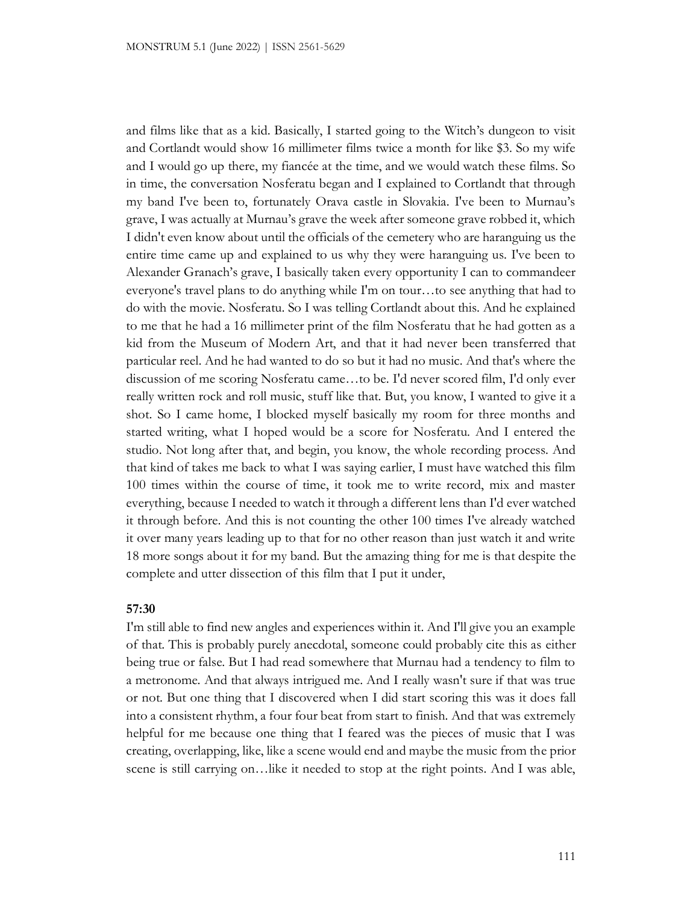and films like that as a kid. Basically, I started going to the Witch's dungeon to visit and Cortlandt would show 16 millimeter films twice a month for like $3. So my wife and I would go up there, my fiancée at the time, and we would watch these films. So in time, the conversation Nosferatu began and I explained to Cortlandt that through my band I've been to, fortunately Orava castle in Slovakia. I've been to Murnau's grave, I was actually at Murnau's grave the week after someone grave robbed it, which I didn't even know about until the officials of the cemetery who are haranguing us the entire time came up and explained to us why they were haranguing us. I've been to Alexander Granach's grave, I basically taken every opportunity I can to commandeer everyone's travel plans to do anything while I'm on tour…to see anything that had to do with the movie. Nosferatu. So I was telling Cortlandt about this. And he explained to me that he had a 16 millimeter print of the film Nosferatu that he had gotten as a kid from the Museum of Modern Art, and that it had never been transferred that particular reel. And he had wanted to do so but it had no music. And that's where the discussion of me scoring Nosferatu came…to be. I'd never scored film, I'd only ever really written rock and roll music, stuff like that. But, you know, I wanted to give it a shot. So I came home, I blocked myself basically my room for three months and started writing, what I hoped would be a score for Nosferatu. And I entered the studio. Not long after that, and begin, you know, the whole recording process. And that kind of takes me back to what I was saying earlier, I must have watched this film 100 times within the course of time, it took me to write record, mix and master everything, because I needed to watch it through a different lens than I'd ever watched it through before. And this is not counting the other 100 times I've already watched it over many years leading up to that for no other reason than just watch it and write 18 more songs about it for my band. But the amazing thing for me is that despite the complete and utter dissection of this film that I put it under,

**57:30**

I'm still able to find new angles and experiences within it. And I'll give you an example of that. This is probably purely anecdotal, someone could probably cite this as either being true or false. But I had read somewhere that Murnau had a tendency to film to a metronome. And that always intrigued me. And I really wasn't sure if that was true or not. But one thing that I discovered when I did start scoring this was it does fall into a consistent rhythm, a four four beat from start to finish. And that was extremely helpful for me because one thing that I feared was the pieces of music that I was creating, overlapping, like, like a scene would end and maybe the music from the prior scene is still carrying on…like it needed to stop at the right points. And I was able,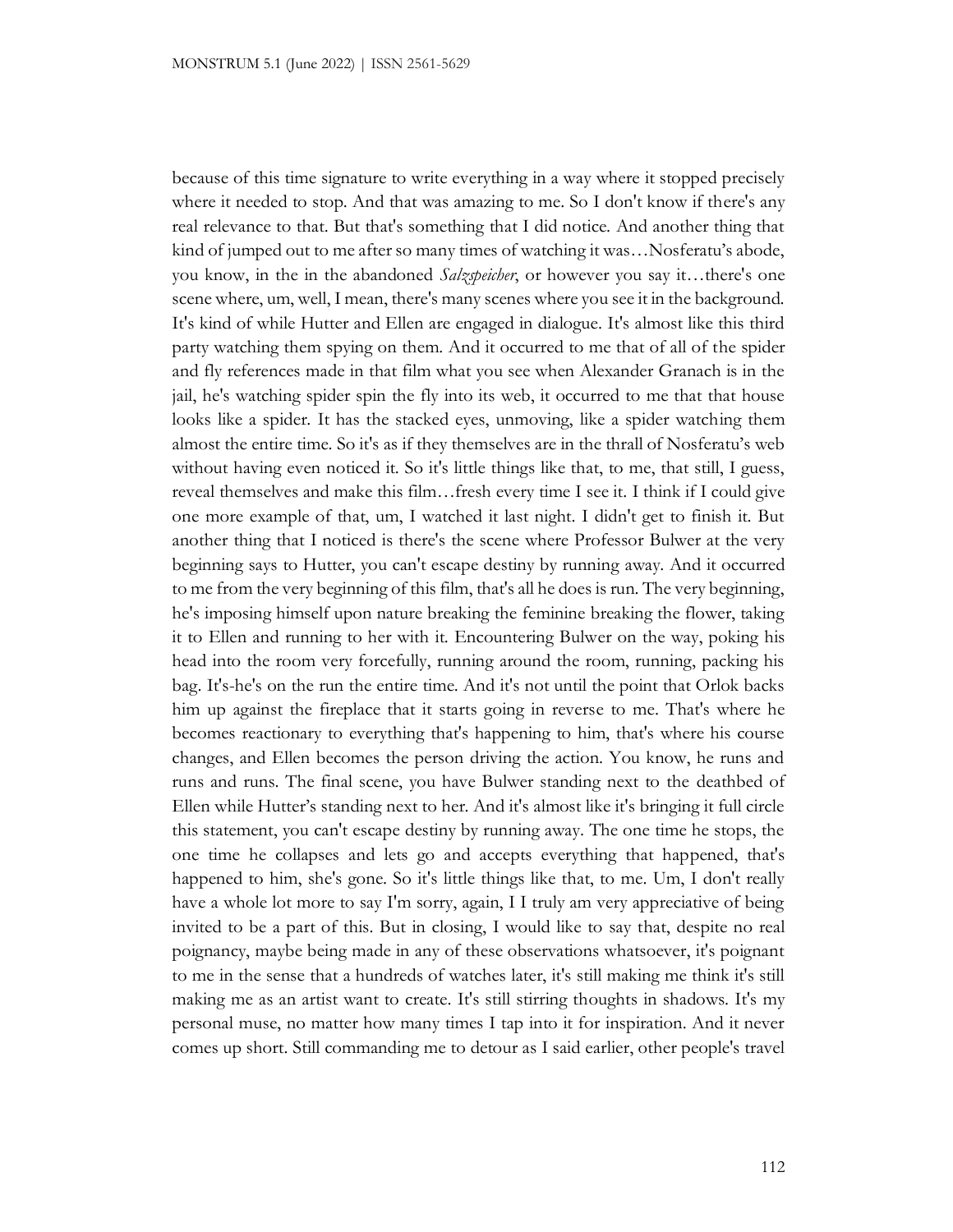because of this time signature to write everything in a way where it stopped precisely where it needed to stop. And that was amazing to me. So I don't know if there's any real relevance to that. But that's something that I did notice. And another thing that kind of jumped out to me after so many times of watching it was…Nosferatu's abode, you know, in the in the abandoned *Salzspeicher*, or however you say it…there's one scene where, um, well, I mean, there's many scenes where you see it in the background. It's kind of while Hutter and Ellen are engaged in dialogue. It's almost like this third party watching them spying on them. And it occurred to me that of all of the spider and fly references made in that film what you see when Alexander Granach is in the jail, he's watching spider spin the fly into its web, it occurred to me that that house looks like a spider. It has the stacked eyes, unmoving, like a spider watching them almost the entire time. So it's as if they themselves are in the thrall of Nosferatu's web without having even noticed it. So it's little things like that, to me, that still, I guess, reveal themselves and make this film…fresh every time I see it. I think if I could give one more example of that, um, I watched it last night. I didn't get to finish it. But another thing that I noticed is there's the scene where Professor Bulwer at the very beginning says to Hutter, you can't escape destiny by running away. And it occurred to me from the very beginning of this film, that's all he does is run. The very beginning, he's imposing himself upon nature breaking the feminine breaking the flower, taking it to Ellen and running to her with it. Encountering Bulwer on the way, poking his head into the room very forcefully, running around the room, running, packing his bag. It's-he's on the run the entire time. And it's not until the point that Orlok backs him up against the fireplace that it starts going in reverse to me. That's where he becomes reactionary to everything that's happening to him, that's where his course changes, and Ellen becomes the person driving the action. You know, he runs and runs and runs. The final scene, you have Bulwer standing next to the deathbed of Ellen while Hutter's standing next to her. And it's almost like it's bringing it full circle this statement, you can't escape destiny by running away. The one time he stops, the one time he collapses and lets go and accepts everything that happened, that's happened to him, she's gone. So it's little things like that, to me. Um, I don't really have a whole lot more to say I'm sorry, again, I I truly am very appreciative of being invited to be a part of this. But in closing, I would like to say that, despite no real poignancy, maybe being made in any of these observations whatsoever, it's poignant to me in the sense that a hundreds of watches later, it's still making me think it's still making me as an artist want to create. It's still stirring thoughts in shadows. It's my personal muse, no matter how many times I tap into it for inspiration. And it never comes up short. Still commanding me to detour as I said earlier, other people's travel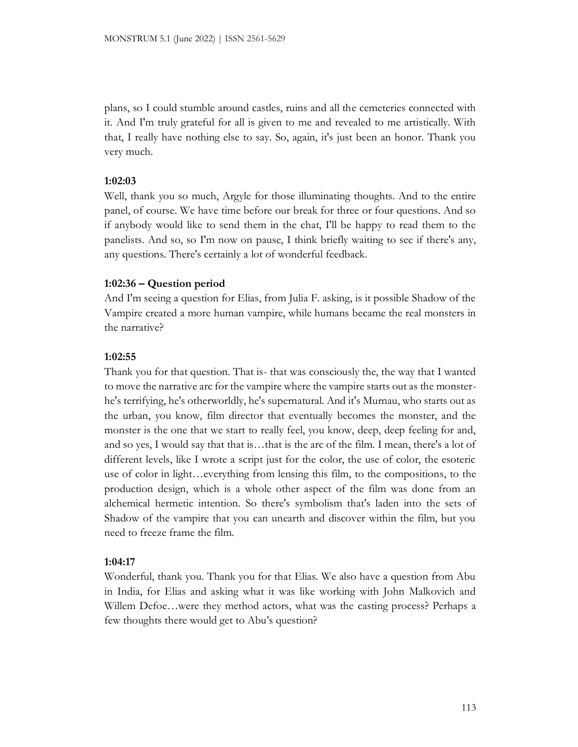plans, so I could stumble around castles, ruins and all the cemeteries connected with it. And I'm truly grateful for all is given to me and revealed to me artistically. With that, I really have nothing else to say. So, again, it's just been an honor. Thank you very much.

**1:02:03**

Well, thank you so much, Argyle for those illuminating thoughts. And to the entire panel, of course. We have time before our break for three or four questions. And so if anybody would like to send them in the chat, I'll be happy to read them to the panelists. And so, so I'm now on pause, I think briefly waiting to see if there's any, any questions. There's certainly a lot of wonderful feedback.

**1:02:36 – Question period**

And I'm seeing a question for Elias, from Julia F. asking, is it possible Shadow of the Vampire created a more human vampire, while humans became the real monsters in the narrative?

**1:02:55**

Thank you for that question. That is- that was consciously the, the way that I wanted to move the narrative arc for the vampire where the vampire starts out as the monster- he's terrifying, he's otherworldly, he's supernatural. And it's Murnau, who starts out as the urban, you know, film director that eventually becomes the monster, and the monster is the one that we start to really feel, you know, deep, deep feeling for and, and so yes, I would say that that is…that is the arc of the film. I mean, there's a lot of different levels, like I wrote a script just for the color, the use of color, the esoteric use of color in light…everything from lensing this film, to the compositions, to the production design, which is a whole other aspect of the film was done from an alchemical hermetic intention. So there's symbolism that's laden into the sets of Shadow of the vampire that you can unearth and discover within the film, but you need to freeze frame the film.

**1:04:17**

Wonderful, thank you. Thank you for that Elias. We also have a question from Abu in India, for Elias and asking what it was like working with John Malkovich and Willem Defoe…were they method actors, what was the casting process? Perhaps a few thoughts there would get to Abu's question?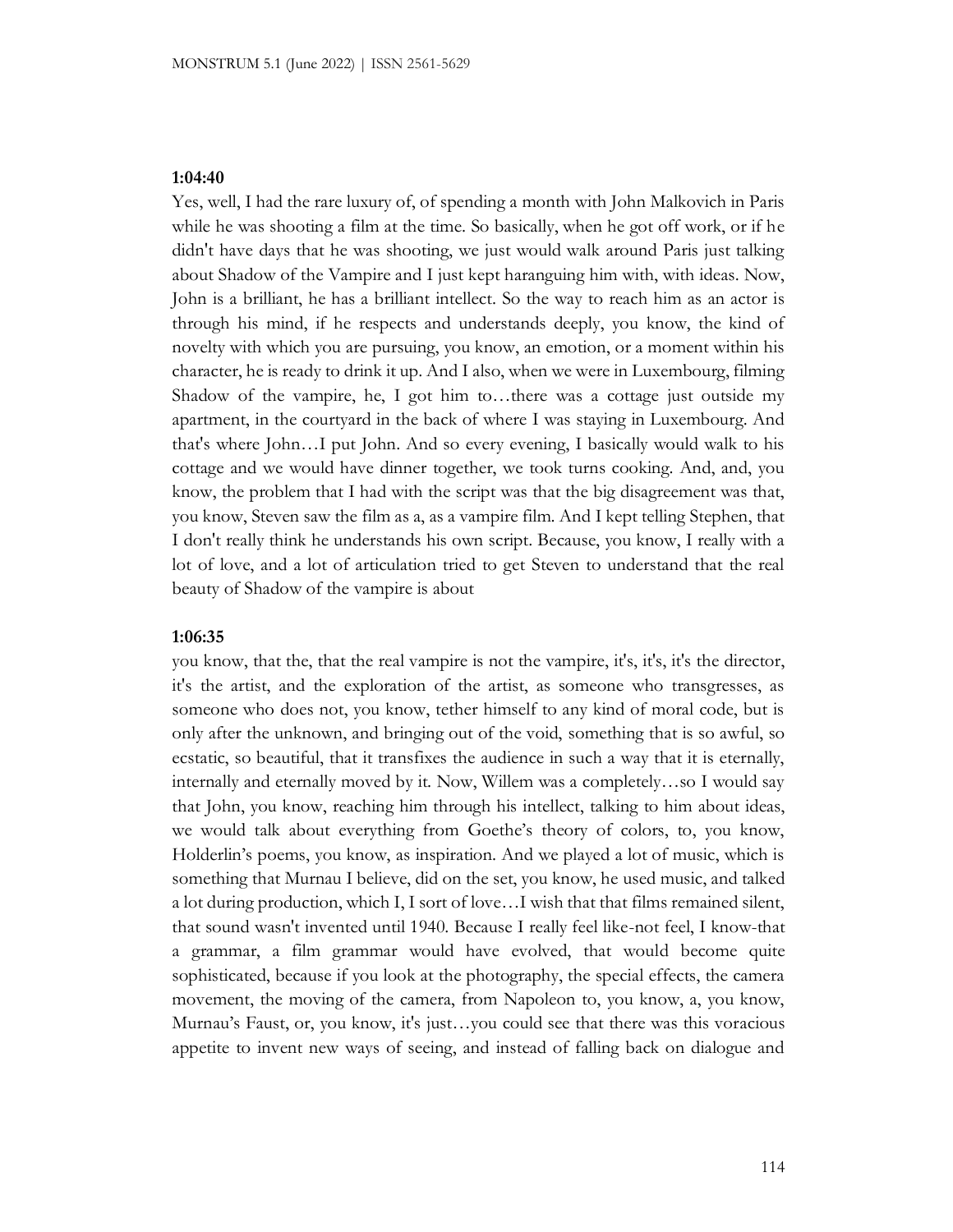**1:04:40**

Yes, well, I had the rare luxury of, of spending a month with John Malkovich in Paris while he was shooting a film at the time. So basically, when he got off work, or if he didn't have days that he was shooting, we just would walk around Paris just talking about Shadow of the Vampire and I just kept haranguing him with, with ideas. Now, John is a brilliant, he has a brilliant intellect. So the way to reach him as an actor is through his mind, if he respects and understands deeply, you know, the kind of novelty with which you are pursuing, you know, an emotion, or a moment within his character, he is ready to drink it up. And I also, when we were in Luxembourg, filming Shadow of the vampire, he, I got him to…there was a cottage just outside my apartment, in the courtyard in the back of where I was staying in Luxembourg. And that's where John…I put John. And so every evening, I basically would walk to his cottage and we would have dinner together, we took turns cooking. And, and, you know, the problem that I had with the script was that the big disagreement was that, you know, Steven saw the film as a, as a vampire film. And I kept telling Stephen, that I don't really think he understands his own script. Because, you know, I really with a lot of love, and a lot of articulation tried to get Steven to understand that the real beauty of Shadow of the vampire is about

**1:06:35**

you know, that the, that the real vampire is not the vampire, it's, it's, it's the director, it's the artist, and the exploration of the artist, as someone who transgresses, as someone who does not, you know, tether himself to any kind of moral code, but is only after the unknown, and bringing out of the void, something that is so awful, so ecstatic, so beautiful, that it transfixes the audience in such a way that it is eternally, internally and eternally moved by it. Now, Willem was a completely…so I would say that John, you know, reaching him through his intellect, talking to him about ideas, we would talk about everything from Goethe's theory of colors, to, you know, Holderlin's poems, you know, as inspiration. And we played a lot of music, which is something that Murnau I believe, did on the set, you know, he used music, and talked a lot during production, which I, I sort of love…I wish that that films remained silent, that sound wasn't invented until 1940. Because I really feel like-not feel, I know-that a grammar, a film grammar would have evolved, that would become quite sophisticated, because if you look at the photography, the special effects, the camera movement, the moving of the camera, from Napoleon to, you know, a, you know, Murnau's Faust, or, you know, it's just…you could see that there was this voracious appetite to invent new ways of seeing, and instead of falling back on dialogue and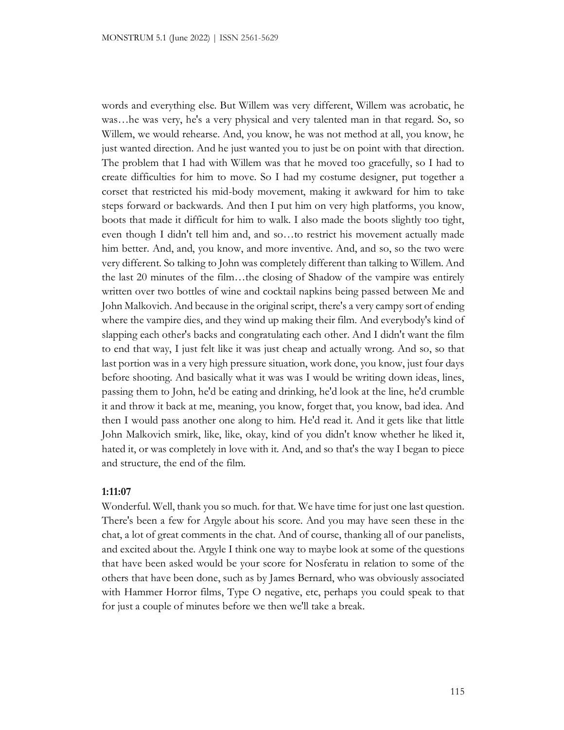words and everything else. But Willem was very different, Willem was acrobatic, he was…he was very, he's a very physical and very talented man in that regard. So, so Willem, we would rehearse. And, you know, he was not method at all, you know, he just wanted direction. And he just wanted you to just be on point with that direction. The problem that I had with Willem was that he moved too gracefully, so I had to create difficulties for him to move. So I had my costume designer, put together a corset that restricted his mid-body movement, making it awkward for him to take steps forward or backwards. And then I put him on very high platforms, you know, boots that made it difficult for him to walk. I also made the boots slightly too tight, even though I didn't tell him and, and so…to restrict his movement actually made him better. And, and, you know, and more inventive. And, and so, so the two were very different. So talking to John was completely different than talking to Willem. And the last 20 minutes of the film…the closing of Shadow of the vampire was entirely written over two bottles of wine and cocktail napkins being passed between Me and John Malkovich. And because in the original script, there's a very campy sort of ending where the vampire dies, and they wind up making their film. And everybody's kind of slapping each other's backs and congratulating each other. And I didn't want the film to end that way, I just felt like it was just cheap and actually wrong. And so, so that last portion was in a very high pressure situation, work done, you know, just four days before shooting. And basically what it was was I would be writing down ideas, lines, passing them to John, he'd be eating and drinking, he'd look at the line, he'd crumble it and throw it back at me, meaning, you know, forget that, you know, bad idea. And then I would pass another one along to him. He'd read it. And it gets like that little John Malkovich smirk, like, like, okay, kind of you didn't know whether he liked it, hated it, or was completely in love with it. And, and so that's the way I began to piece and structure, the end of the film.

**1:11:07**

Wonderful. Well, thank you so much. for that. We have time for just one last question. There's been a few for Argyle about his score. And you may have seen these in the chat, a lot of great comments in the chat. And of course, thanking all of our panelists, and excited about the. Argyle I think one way to maybe look at some of the questions that have been asked would be your score for Nosferatu in relation to some of the others that have been done, such as by James Bernard, who was obviously associated with Hammer Horror films, Type O negative, etc, perhaps you could speak to that for just a couple of minutes before we then we'll take a break.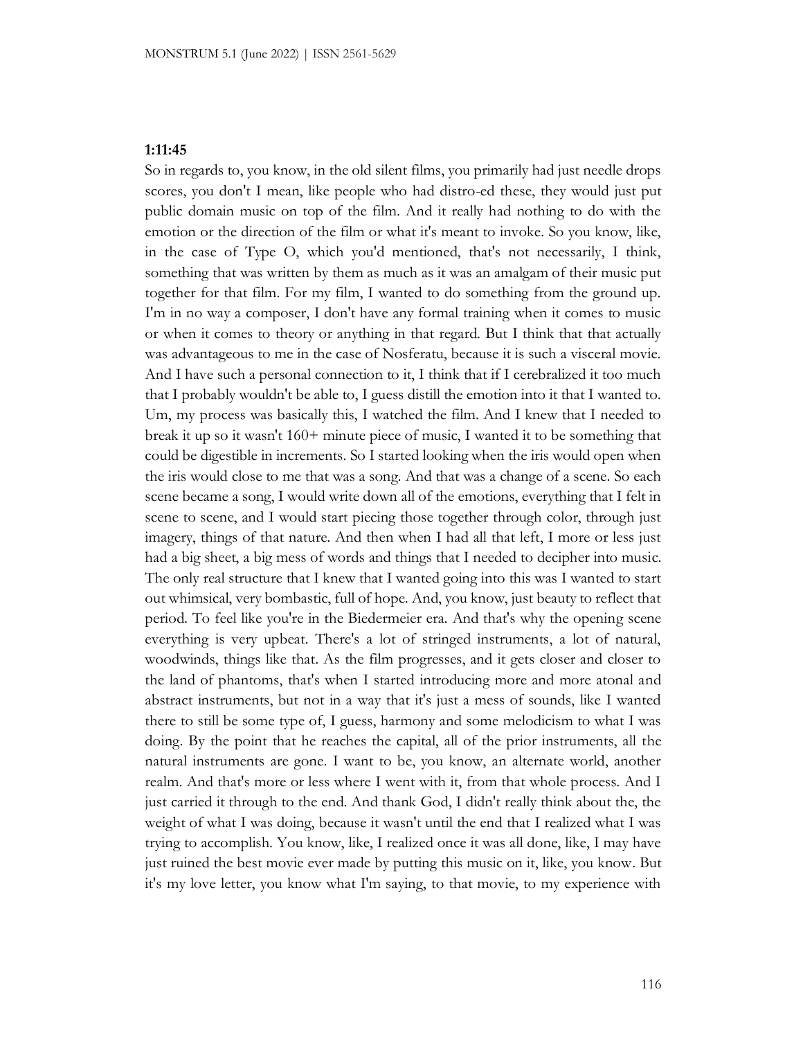**1:11:45**

So in regards to, you know, in the old silent films, you primarily had just needle drops scores, you don't I mean, like people who had distro-ed these, they would just put public domain music on top of the film. And it really had nothing to do with the emotion or the direction of the film or what it's meant to invoke. So you know, like, in the case of Type O, which you'd mentioned, that's not necessarily, I think, something that was written by them as much as it was an amalgam of their music put together for that film. For my film, I wanted to do something from the ground up. I'm in no way a composer, I don't have any formal training when it comes to music or when it comes to theory or anything in that regard. But I think that that actually was advantageous to me in the case of Nosferatu, because it is such a visceral movie. And I have such a personal connection to it, I think that if I cerebralized it too much that I probably wouldn't be able to, I guess distill the emotion into it that I wanted to. Um, my process was basically this, I watched the film. And I knew that I needed to break it up so it wasn't 160+ minute piece of music, I wanted it to be something that could be digestible in increments. So I started looking when the iris would open when the iris would close to me that was a song. And that was a change of a scene. So each scene became a song, I would write down all of the emotions, everything that I felt in scene to scene, and I would start piecing those together through color, through just imagery, things of that nature. And then when I had all that left, I more or less just had a big sheet, a big mess of words and things that I needed to decipher into music. The only real structure that I knew that I wanted going into this was I wanted to start out whimsical, very bombastic, full of hope. And, you know, just beauty to reflect that period. To feel like you're in the Biedermeier era. And that's why the opening scene everything is very upbeat. There's a lot of stringed instruments, a lot of natural, woodwinds, things like that. As the film progresses, and it gets closer and closer to the land of phantoms, that's when I started introducing more and more atonal and abstract instruments, but not in a way that it's just a mess of sounds, like I wanted there to still be some type of, I guess, harmony and some melodicism to what I was doing. By the point that he reaches the capital, all of the prior instruments, all the natural instruments are gone. I want to be, you know, an alternate world, another realm. And that's more or less where I went with it, from that whole process. And I just carried it through to the end. And thank God, I didn't really think about the, the weight of what I was doing, because it wasn't until the end that I realized what I was trying to accomplish. You know, like, I realized once it was all done, like, I may have just ruined the best movie ever made by putting this music on it, like, you know. But it's my love letter, you know what I'm saying, to that movie, to my experience with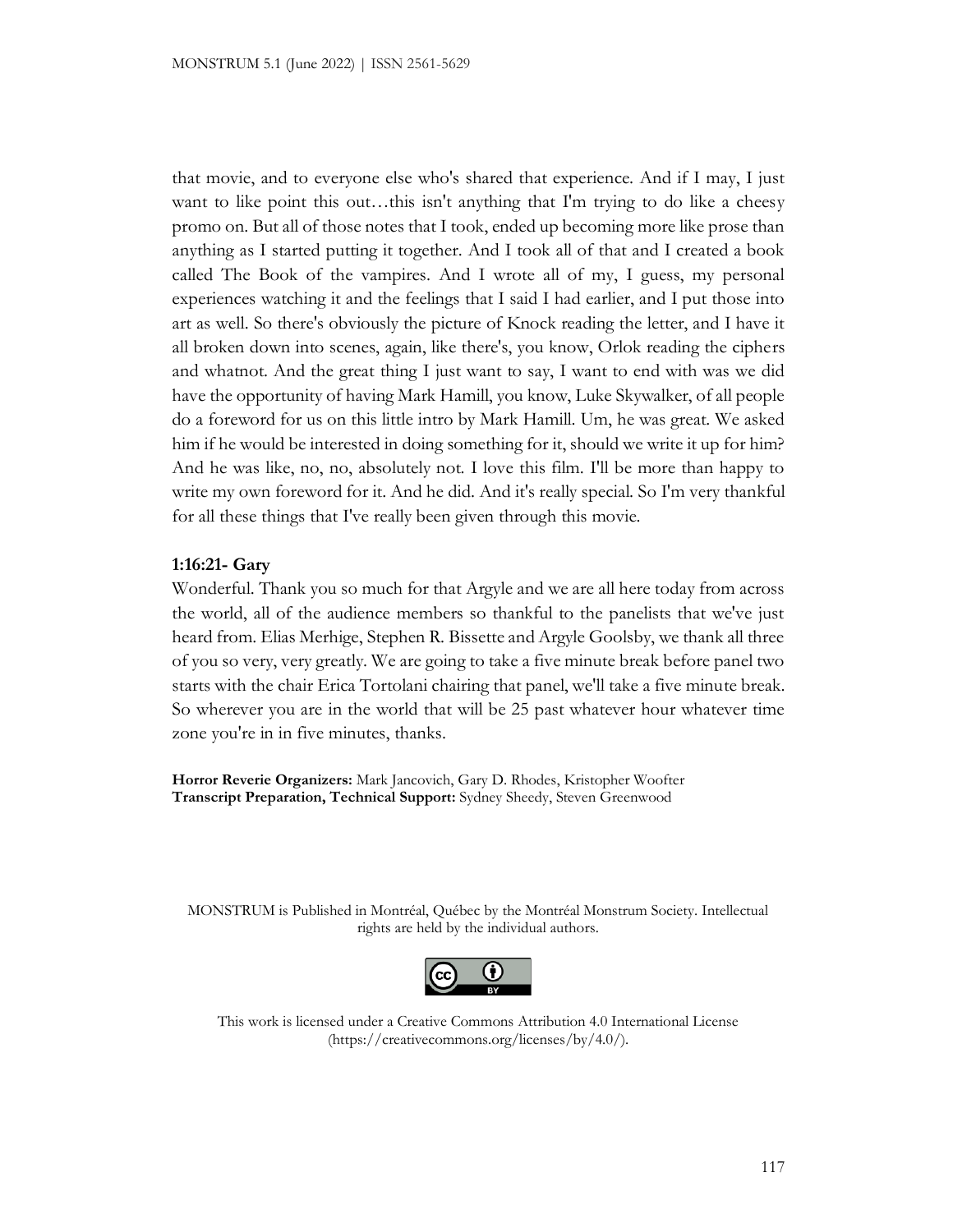that movie, and to everyone else who's shared that experience. And if I may, I just want to like point this out…this isn't anything that I'm trying to do like a cheesy promo on. But all of those notes that I took, ended up becoming more like prose than anything as I started putting it together. And I took all of that and I created a book called The Book of the vampires. And I wrote all of my, I guess, my personal experiences watching it and the feelings that I said I had earlier, and I put those into art as well. So there's obviously the picture of Knock reading the letter, and I have it all broken down into scenes, again, like there's, you know, Orlok reading the ciphers and whatnot. And the great thing I just want to say, I want to end with was we did have the opportunity of having Mark Hamill, you know, Luke Skywalker, of all people do a foreword for us on this little intro by Mark Hamill. Um, he was great. We asked him if he would be interested in doing something for it, should we write it up for him? And he was like, no, no, absolutely not. I love this film. I'll be more than happy to write my own foreword for it. And he did. And it's really special. So I'm very thankful for all these things that I've really been given through this movie.

**1:16:21- Gary**

Wonderful. Thank you so much for that Argyle and we are all here today from across the world, all of the audience members so thankful to the panelists that we've just heard from. Elias Merhige, Stephen R. Bissette and Argyle Goolsby, we thank all three of you so very, very greatly. We are going to take a five minute break before panel two starts with the chair Erica Tortolani chairing that panel, we'll take a five minute break. So wherever you are in the world that will be 25 past whatever hour whatever time zone you're in in five minutes, thanks.

**Horror Reverie Organizers:** Mark Jancovich, Gary D. Rhodes, Kristopher Woofter
**Transcript Preparation, Technical Support:** Sydney Sheedy, Steven Greenwood

MONSTRUM is Published in Montréal, Québec by the Montréal Monstrum Society. Intellectual rights are held by the individual authors.

This work is licensed under a Creative Commons Attribution 4.0 International License (https://creativecommons.org/licenses/by/4.0/).